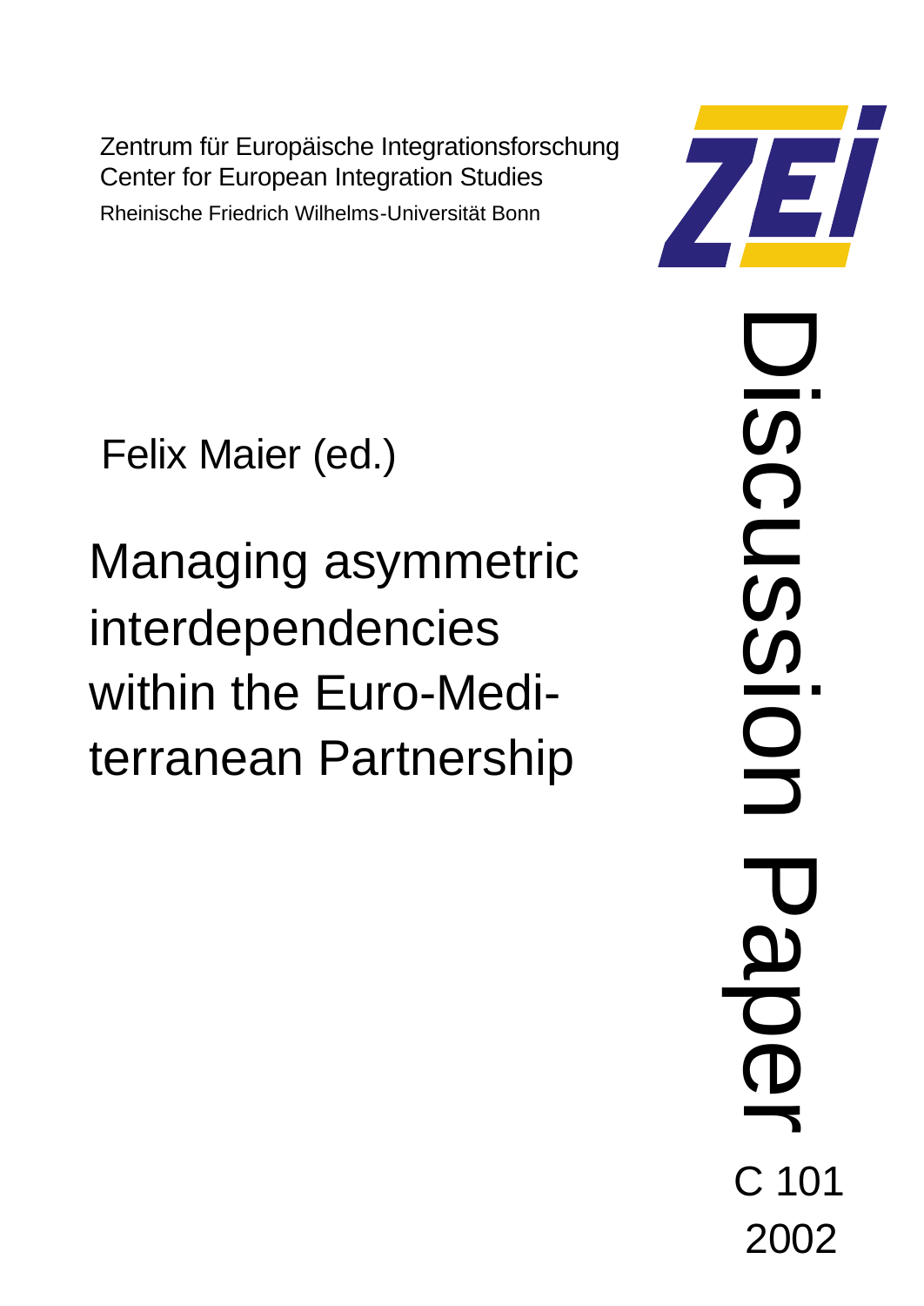Zentrum für Europäische Integrationsforschung
Center for European Integration Studies
Rheinische Friedrich Wilhelms-Universität Bonn

ZEI

Felix Maier (ed.)

# Managing asymmetric interdependencies within the Euro-Mediterranean Partnership

Discussion Paper

C 101
2002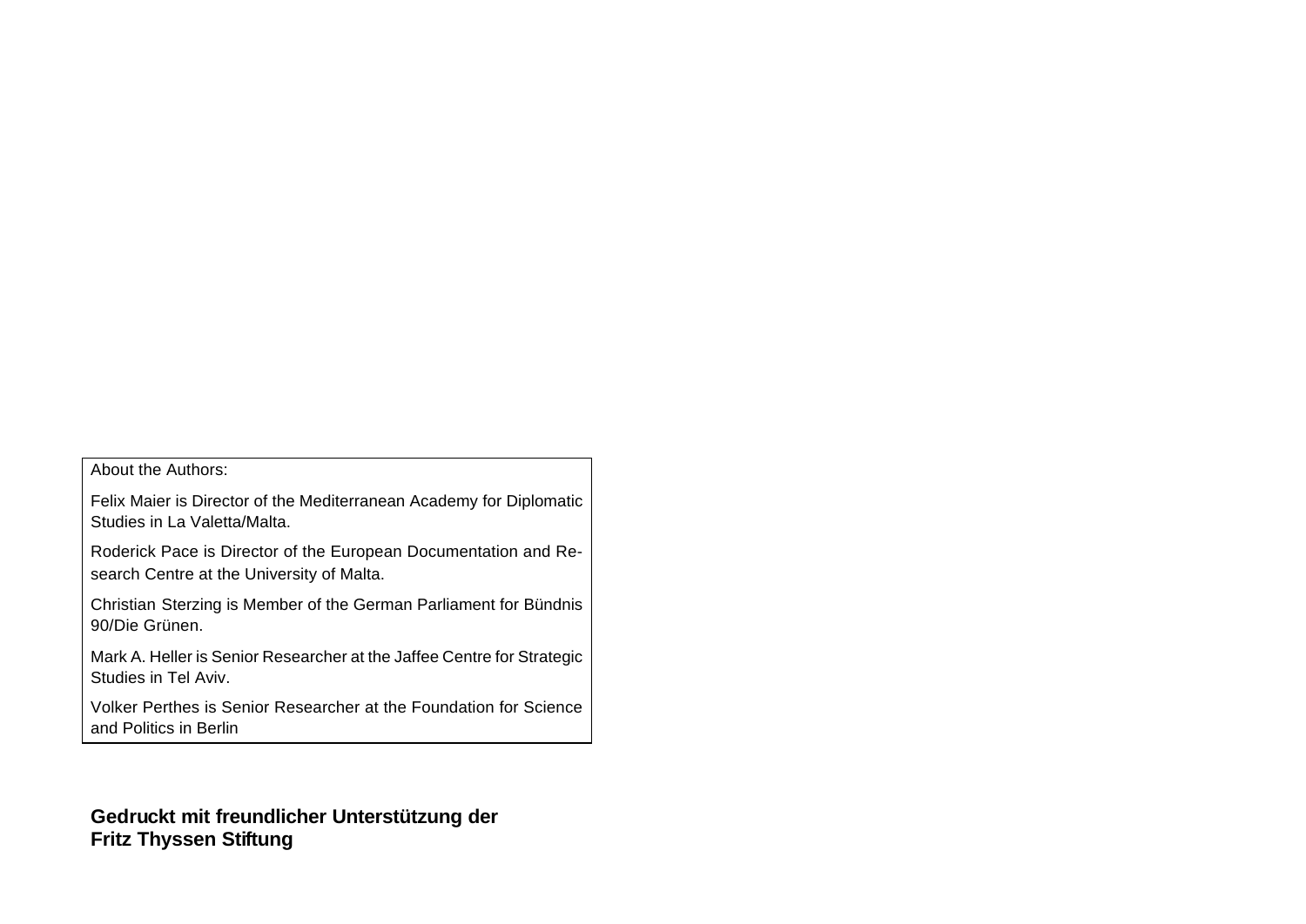About the Authors:

Felix Maier is Director of the Mediterranean Academy for Diplomatic Studies in La Valetta/Malta.

Roderick Pace is Director of the European Documentation and Research Centre at the University of Malta.

Christian Sterzing is Member of the German Parliament for Bündnis 90/Die Grünen.

Mark A. Heller is Senior Researcher at the Jaffee Centre for Strategic Studies in Tel Aviv.

Volker Perthes is Senior Researcher at the Foundation for Science and Politics in Berlin

**Gedruckt mit freundlicher Unterstützung der Fritz Thyssen Stiftung**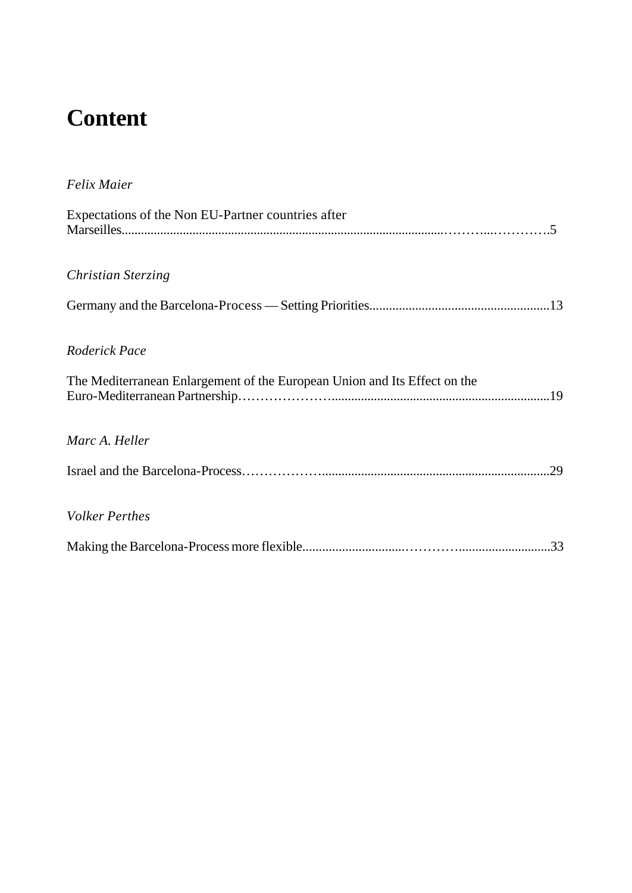# Content

*Felix Maier*

Expectations of the Non EU-Partner countries after Marseilles ..... 5

*Christian Sterzing*

Germany and the Barcelona-Process — Setting Priorities ..... 13

*Roderick Pace*

The Mediterranean Enlargement of the European Union and Its Effect on the Euro-Mediterranean Partnership ..... 19

*Marc A. Heller*

Israel and the Barcelona-Process ..... 29

*Volker Perthes*

Making the Barcelona-Process more flexible ..... 33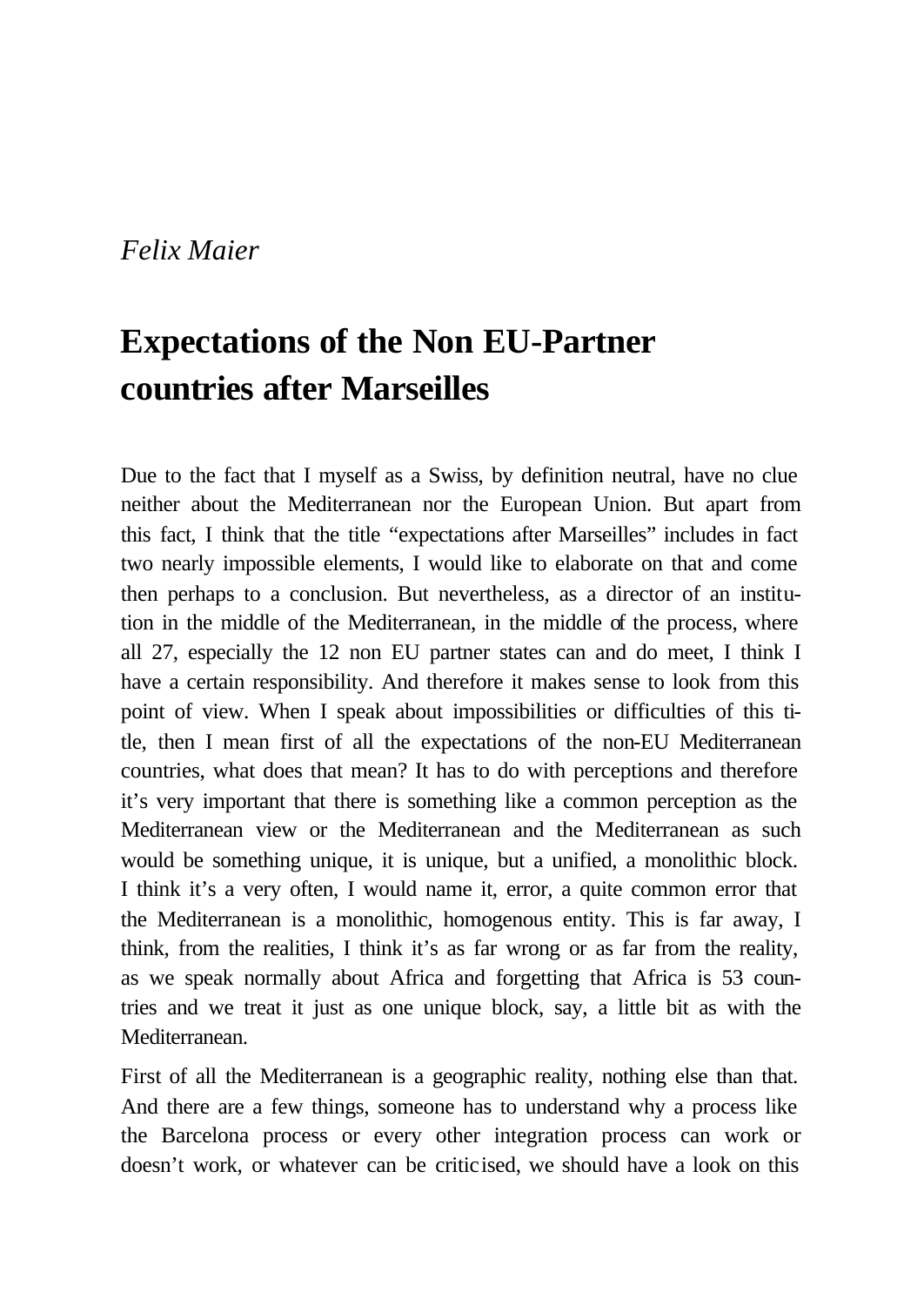*Felix Maier*

# Expectations of the Non EU-Partner countries after Marseilles

Due to the fact that I myself as a Swiss, by definition neutral, have no clue neither about the Mediterranean nor the European Union. But apart from this fact, I think that the title "expectations after Marseilles" includes in fact two nearly impossible elements, I would like to elaborate on that and come then perhaps to a conclusion. But nevertheless, as a director of an institution in the middle of the Mediterranean, in the middle of the process, where all 27, especially the 12 non EU partner states can and do meet, I think I have a certain responsibility. And therefore it makes sense to look from this point of view. When I speak about impossibilities or difficulties of this title, then I mean first of all the expectations of the non-EU Mediterranean countries, what does that mean? It has to do with perceptions and therefore it's very important that there is something like a common perception as the Mediterranean view or the Mediterranean and the Mediterranean as such would be something unique, it is unique, but a unified, a monolithic block. I think it's a very often, I would name it, error, a quite common error that the Mediterranean is a monolithic, homogenous entity. This is far away, I think, from the realities, I think it's as far wrong or as far from the reality, as we speak normally about Africa and forgetting that Africa is 53 countries and we treat it just as one unique block, say, a little bit as with the Mediterranean.

First of all the Mediterranean is a geographic reality, nothing else than that. And there are a few things, someone has to understand why a process like the Barcelona process or every other integration process can work or doesn't work, or whatever can be criticised, we should have a look on this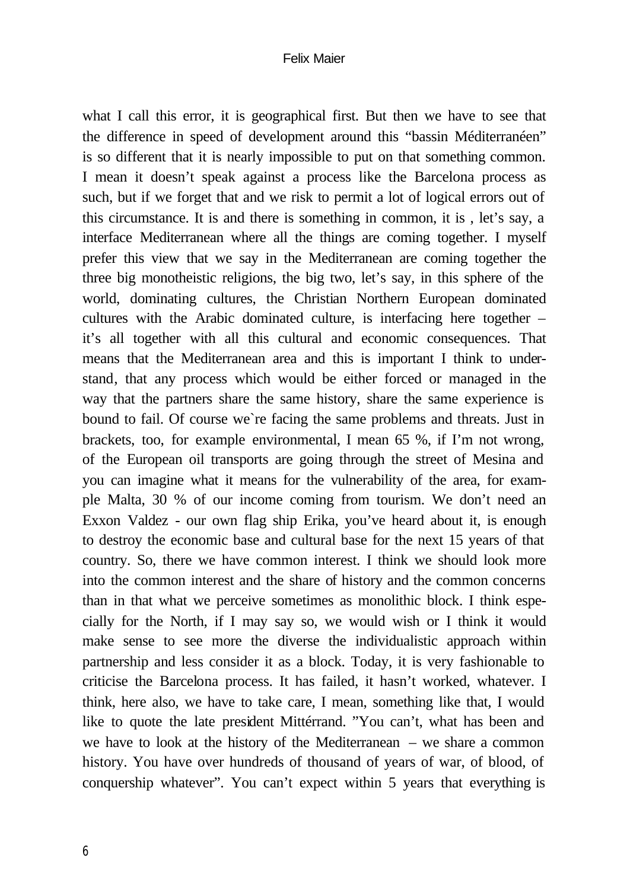what I call this error, it is geographical first. But then we have to see that the difference in speed of development around this “bassin Méditerranéen” is so different that it is nearly impossible to put on that something common. I mean it doesn’t speak against a process like the Barcelona process as such, but if we forget that and we risk to permit a lot of logical errors out of this circumstance. It is and there is something in common, it is , let’s say, a interface Mediterranean where all the things are coming together. I myself prefer this view that we say in the Mediterranean are coming together the three big monotheistic religions, the big two, let’s say, in this sphere of the world, dominating cultures, the Christian Northern European dominated cultures with the Arabic dominated culture, is interfacing here together – it’s all together with all this cultural and economic consequences. That means that the Mediterranean area and this is important I think to understand, that any process which would be either forced or managed in the way that the partners share the same history, share the same experience is bound to fail. Of course we`re facing the same problems and threats. Just in brackets, too, for example environmental, I mean 65 %, if I’m not wrong, of the European oil transports are going through the street of Mesina and you can imagine what it means for the vulnerability of the area, for example Malta, 30 % of our income coming from tourism. We don’t need an Exxon Valdez - our own flag ship Erika, you’ve heard about it, is enough to destroy the economic base and cultural base for the next 15 years of that country. So, there we have common interest. I think we should look more into the common interest and the share of history and the common concerns than in that what we perceive sometimes as monolithic block. I think especially for the North, if I may say so, we would wish or I think it would make sense to see more the diverse the individualistic approach within partnership and less consider it as a block. Today, it is very fashionable to criticise the Barcelona process. It has failed, it hasn’t worked, whatever. I think, here also, we have to take care, I mean, something like that, I would like to quote the late president Mittérrand. ”You can’t, what has been and we have to look at the history of the Mediterranean – we share a common history. You have over hundreds of thousand of years of war, of blood, of conquership whatever”. You can’t expect within 5 years that everything is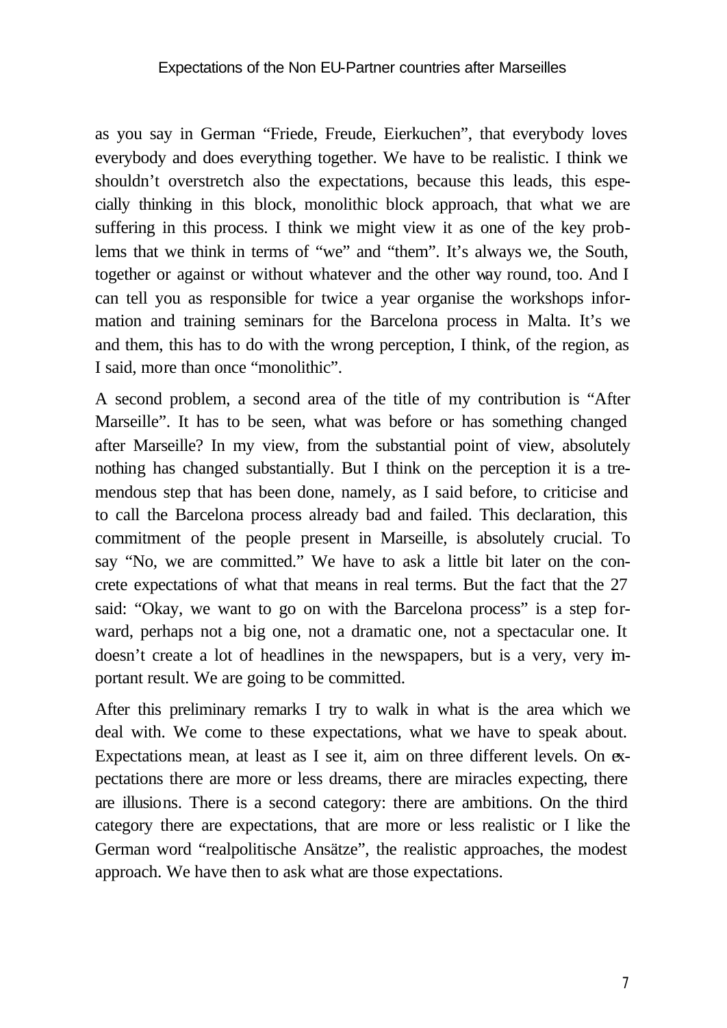as you say in German "Friede, Freude, Eierkuchen", that everybody loves everybody and does everything together. We have to be realistic. I think we shouldn't overstretch also the expectations, because this leads, this especially thinking in this block, monolithic block approach, that what we are suffering in this process. I think we might view it as one of the key problems that we think in terms of "we" and "them". It's always we, the South, together or against or without whatever and the other way round, too. And I can tell you as responsible for twice a year organise the workshops information and training seminars for the Barcelona process in Malta. It's we and them, this has to do with the wrong perception, I think, of the region, as I said, more than once "monolithic".

A second problem, a second area of the title of my contribution is "After Marseille". It has to be seen, what was before or has something changed after Marseille? In my view, from the substantial point of view, absolutely nothing has changed substantially. But I think on the perception it is a tremendous step that has been done, namely, as I said before, to criticise and to call the Barcelona process already bad and failed. This declaration, this commitment of the people present in Marseille, is absolutely crucial. To say "No, we are committed." We have to ask a little bit later on the concrete expectations of what that means in real terms. But the fact that the 27 said: "Okay, we want to go on with the Barcelona process" is a step forward, perhaps not a big one, not a dramatic one, not a spectacular one. It doesn't create a lot of headlines in the newspapers, but is a very, very important result. We are going to be committed.

After this preliminary remarks I try to walk in what is the area which we deal with. We come to these expectations, what we have to speak about. Expectations mean, at least as I see it, aim on three different levels. On expectations there are more or less dreams, there are miracles expecting, there are illusions. There is a second category: there are ambitions. On the third category there are expectations, that are more or less realistic or I like the German word "realpolitische Ansätze", the realistic approaches, the modest approach. We have then to ask what are those expectations.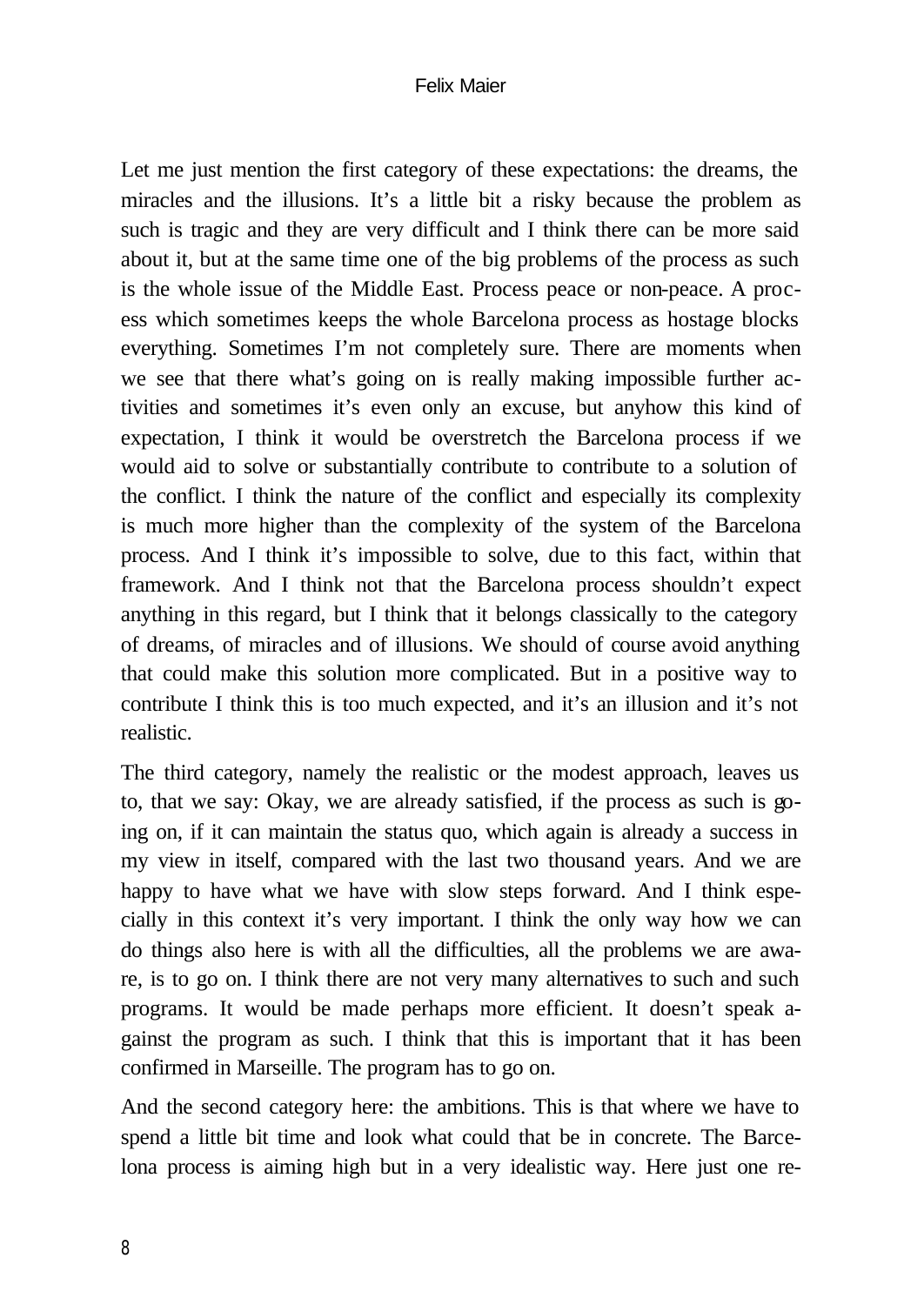Let me just mention the first category of these expectations: the dreams, the miracles and the illusions. It's a little bit a risky because the problem as such is tragic and they are very difficult and I think there can be more said about it, but at the same time one of the big problems of the process as such is the whole issue of the Middle East. Process peace or non-peace. A process which sometimes keeps the whole Barcelona process as hostage blocks everything. Sometimes I'm not completely sure. There are moments when we see that there what's going on is really making impossible further activities and sometimes it's even only an excuse, but anyhow this kind of expectation, I think it would be overstretch the Barcelona process if we would aid to solve or substantially contribute to contribute to a solution of the conflict. I think the nature of the conflict and especially its complexity is much more higher than the complexity of the system of the Barcelona process. And I think it's impossible to solve, due to this fact, within that framework. And I think not that the Barcelona process shouldn't expect anything in this regard, but I think that it belongs classically to the category of dreams, of miracles and of illusions. We should of course avoid anything that could make this solution more complicated. But in a positive way to contribute I think this is too much expected, and it's an illusion and it's not realistic.

The third category, namely the realistic or the modest approach, leaves us to, that we say: Okay, we are already satisfied, if the process as such is going on, if it can maintain the status quo, which again is already a success in my view in itself, compared with the last two thousand years. And we are happy to have what we have with slow steps forward. And I think especially in this context it's very important. I think the only way how we can do things also here is with all the difficulties, all the problems we are aware, is to go on. I think there are not very many alternatives to such and such programs. It would be made perhaps more efficient. It doesn't speak against the program as such. I think that this is important that it has been confirmed in Marseille. The program has to go on.

And the second category here: the ambitions. This is that where we have to spend a little bit time and look what could that be in concrete. The Barcelona process is aiming high but in a very idealistic way. Here just one re-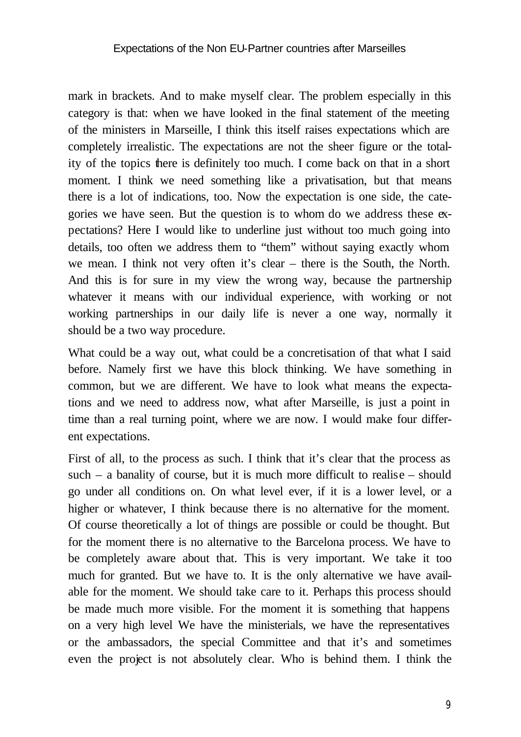mark in brackets. And to make myself clear. The problem especially in this category is that: when we have looked in the final statement of the meeting of the ministers in Marseille, I think this itself raises expectations which are completely irrealistic. The expectations are not the sheer figure or the totality of the topics there is definitely too much. I come back on that in a short moment. I think we need something like a privatisation, but that means there is a lot of indications, too. Now the expectation is one side, the categories we have seen. But the question is to whom do we address these expectations? Here I would like to underline just without too much going into details, too often we address them to "them" without saying exactly whom we mean. I think not very often it's clear – there is the South, the North. And this is for sure in my view the wrong way, because the partnership whatever it means with our individual experience, with working or not working partnerships in our daily life is never a one way, normally it should be a two way procedure.

What could be a way out, what could be a concretisation of that what I said before. Namely first we have this block thinking. We have something in common, but we are different. We have to look what means the expectations and we need to address now, what after Marseille, is just a point in time than a real turning point, where we are now. I would make four different expectations.

First of all, to the process as such. I think that it's clear that the process as such – a banality of course, but it is much more difficult to realise – should go under all conditions on. On what level ever, if it is a lower level, or a higher or whatever, I think because there is no alternative for the moment. Of course theoretically a lot of things are possible or could be thought. But for the moment there is no alternative to the Barcelona process. We have to be completely aware about that. This is very important. We take it too much for granted. But we have to. It is the only alternative we have available for the moment. We should take care to it. Perhaps this process should be made much more visible. For the moment it is something that happens on a very high level We have the ministerials, we have the representatives or the ambassadors, the special Committee and that it's and sometimes even the project is not absolutely clear. Who is behind them. I think the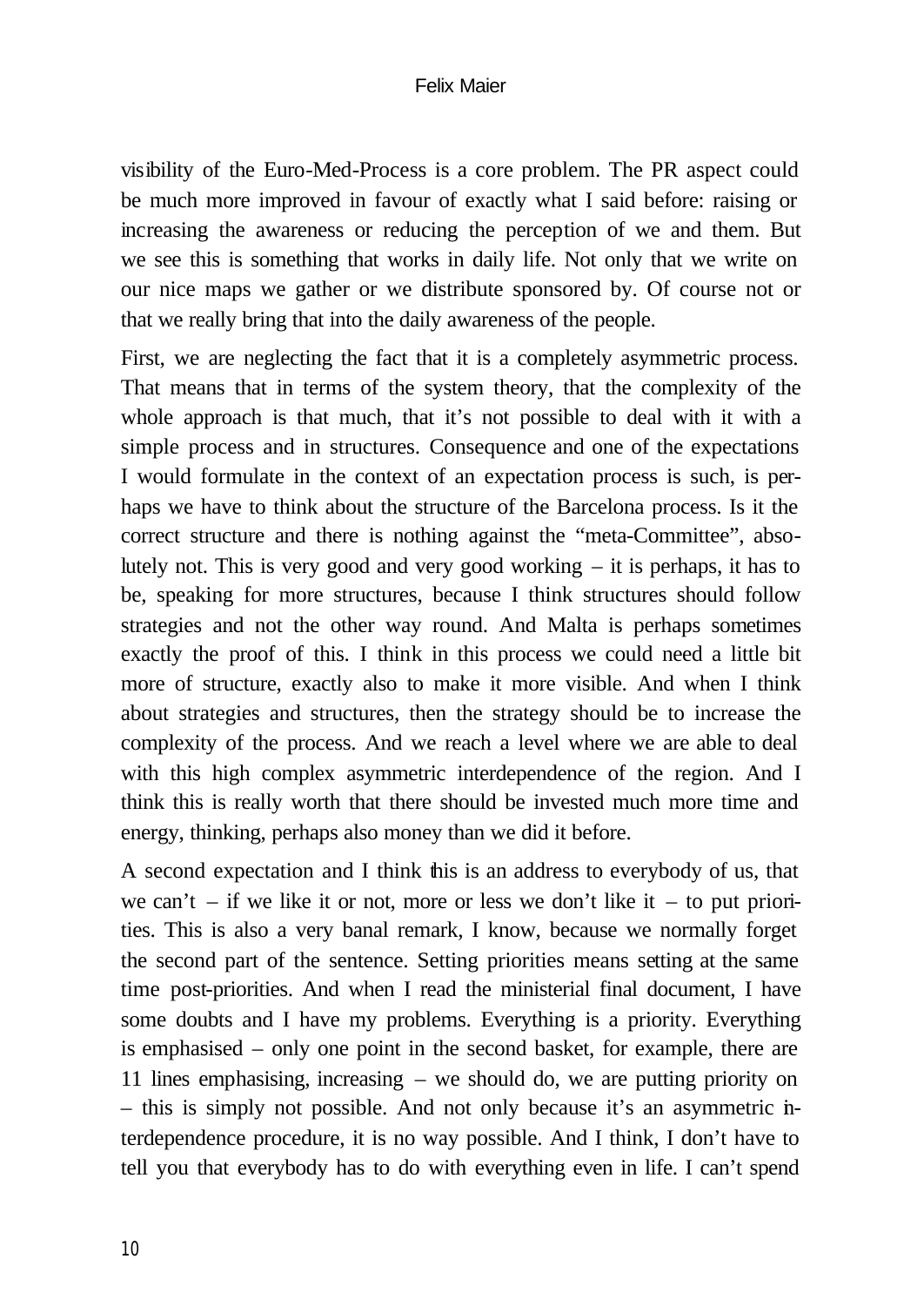visibility of the Euro-Med-Process is a core problem. The PR aspect could be much more improved in favour of exactly what I said before: raising or increasing the awareness or reducing the perception of we and them. But we see this is something that works in daily life. Not only that we write on our nice maps we gather or we distribute sponsored by. Of course not or that we really bring that into the daily awareness of the people.

First, we are neglecting the fact that it is a completely asymmetric process. That means that in terms of the system theory, that the complexity of the whole approach is that much, that it's not possible to deal with it with a simple process and in structures. Consequence and one of the expectations I would formulate in the context of an expectation process is such, is perhaps we have to think about the structure of the Barcelona process. Is it the correct structure and there is nothing against the "meta-Committee", absolutely not. This is very good and very good working – it is perhaps, it has to be, speaking for more structures, because I think structures should follow strategies and not the other way round. And Malta is perhaps sometimes exactly the proof of this. I think in this process we could need a little bit more of structure, exactly also to make it more visible. And when I think about strategies and structures, then the strategy should be to increase the complexity of the process. And we reach a level where we are able to deal with this high complex asymmetric interdependence of the region. And I think this is really worth that there should be invested much more time and energy, thinking, perhaps also money than we did it before.

A second expectation and I think this is an address to everybody of us, that we can't – if we like it or not, more or less we don't like it – to put priorities. This is also a very banal remark, I know, because we normally forget the second part of the sentence. Setting priorities means setting at the same time post-priorities. And when I read the ministerial final document, I have some doubts and I have my problems. Everything is a priority. Everything is emphasised – only one point in the second basket, for example, there are 11 lines emphasising, increasing – we should do, we are putting priority on – this is simply not possible. And not only because it's an asymmetric interdependence procedure, it is no way possible. And I think, I don't have to tell you that everybody has to do with everything even in life. I can't spend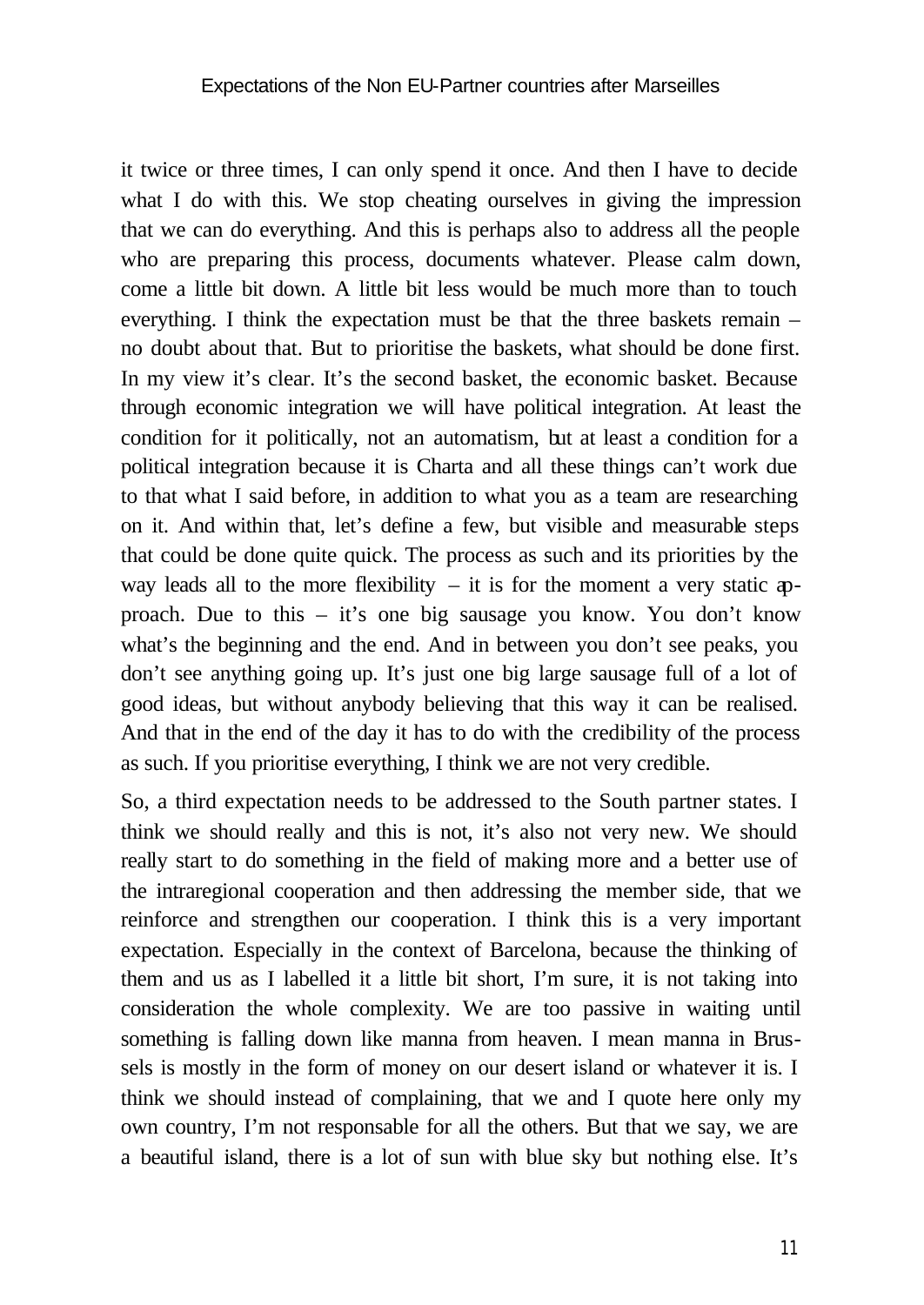it twice or three times, I can only spend it once. And then I have to decide what I do with this. We stop cheating ourselves in giving the impression that we can do everything. And this is perhaps also to address all the people who are preparing this process, documents whatever. Please calm down, come a little bit down. A little bit less would be much more than to touch everything. I think the expectation must be that the three baskets remain – no doubt about that. But to prioritise the baskets, what should be done first. In my view it's clear. It's the second basket, the economic basket. Because through economic integration we will have political integration. At least the condition for it politically, not an automatism, but at least a condition for a political integration because it is Charta and all these things can't work due to that what I said before, in addition to what you as a team are researching on it. And within that, let's define a few, but visible and measurable steps that could be done quite quick. The process as such and its priorities by the way leads all to the more flexibility – it is for the moment a very static approach. Due to this – it's one big sausage you know. You don't know what's the beginning and the end. And in between you don't see peaks, you don't see anything going up. It's just one big large sausage full of a lot of good ideas, but without anybody believing that this way it can be realised. And that in the end of the day it has to do with the credibility of the process as such. If you prioritise everything, I think we are not very credible.

So, a third expectation needs to be addressed to the South partner states. I think we should really and this is not, it's also not very new. We should really start to do something in the field of making more and a better use of the intraregional cooperation and then addressing the member side, that we reinforce and strengthen our cooperation. I think this is a very important expectation. Especially in the context of Barcelona, because the thinking of them and us as I labelled it a little bit short, I'm sure, it is not taking into consideration the whole complexity. We are too passive in waiting until something is falling down like manna from heaven. I mean manna in Brussels is mostly in the form of money on our desert island or whatever it is. I think we should instead of complaining, that we and I quote here only my own country, I'm not responsable for all the others. But that we say, we are a beautiful island, there is a lot of sun with blue sky but nothing else. It's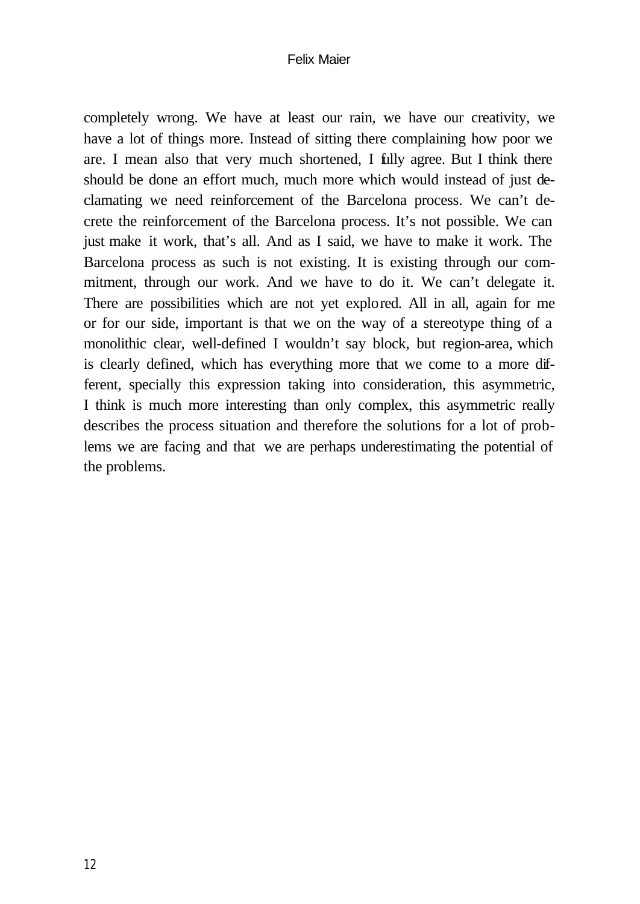completely wrong. We have at least our rain, we have our creativity, we have a lot of things more. Instead of sitting there complaining how poor we are. I mean also that very much shortened, I fully agree. But I think there should be done an effort much, much more which would instead of just declamating we need reinforcement of the Barcelona process. We can't decrete the reinforcement of the Barcelona process. It's not possible. We can just make it work, that's all. And as I said, we have to make it work. The Barcelona process as such is not existing. It is existing through our commitment, through our work. And we have to do it. We can't delegate it. There are possibilities which are not yet explored. All in all, again for me or for our side, important is that we on the way of a stereotype thing of a monolithic clear, well-defined I wouldn't say block, but region-area, which is clearly defined, which has everything more that we come to a more different, specially this expression taking into consideration, this asymmetric, I think is much more interesting than only complex, this asymmetric really describes the process situation and therefore the solutions for a lot of problems we are facing and that we are perhaps underestimating the potential of the problems.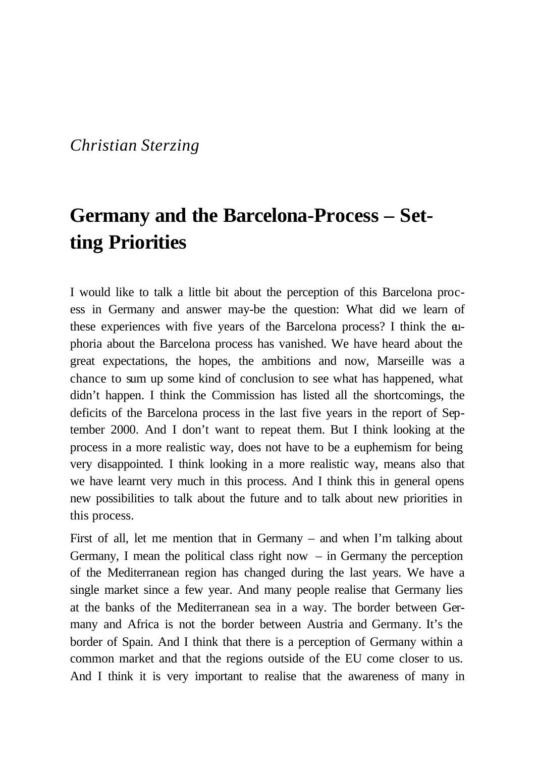*Christian Sterzing*

# Germany and the Barcelona-Process – Setting Priorities

I would like to talk a little bit about the perception of this Barcelona process in Germany and answer may-be the question: What did we learn of these experiences with five years of the Barcelona process? I think the euphoria about the Barcelona process has vanished. We have heard about the great expectations, the hopes, the ambitions and now, Marseille was a chance to sum up some kind of conclusion to see what has happened, what didn't happen. I think the Commission has listed all the shortcomings, the deficits of the Barcelona process in the last five years in the report of September 2000. And I don't want to repeat them. But I think looking at the process in a more realistic way, does not have to be a euphemism for being very disappointed. I think looking in a more realistic way, means also that we have learnt very much in this process. And I think this in general opens new possibilities to talk about the future and to talk about new priorities in this process.

First of all, let me mention that in Germany – and when I'm talking about Germany, I mean the political class right now – in Germany the perception of the Mediterranean region has changed during the last years. We have a single market since a few year. And many people realise that Germany lies at the banks of the Mediterranean sea in a way. The border between Germany and Africa is not the border between Austria and Germany. It's the border of Spain. And I think that there is a perception of Germany within a common market and that the regions outside of the EU come closer to us. And I think it is very important to realise that the awareness of many in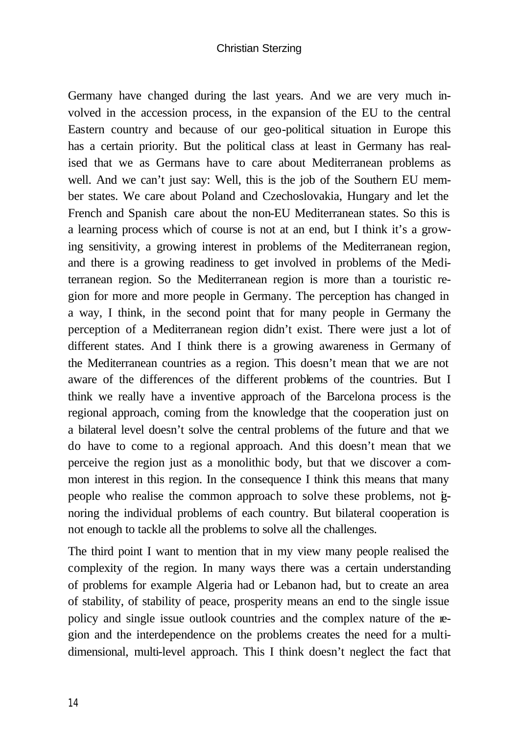Germany have changed during the last years. And we are very much involved in the accession process, in the expansion of the EU to the central Eastern country and because of our geo-political situation in Europe this has a certain priority. But the political class at least in Germany has realised that we as Germans have to care about Mediterranean problems as well. And we can't just say: Well, this is the job of the Southern EU member states. We care about Poland and Czechoslovakia, Hungary and let the French and Spanish care about the non-EU Mediterranean states. So this is a learning process which of course is not at an end, but I think it's a growing sensitivity, a growing interest in problems of the Mediterranean region, and there is a growing readiness to get involved in problems of the Mediterranean region. So the Mediterranean region is more than a touristic region for more and more people in Germany. The perception has changed in a way, I think, in the second point that for many people in Germany the perception of a Mediterranean region didn't exist. There were just a lot of different states. And I think there is a growing awareness in Germany of the Mediterranean countries as a region. This doesn't mean that we are not aware of the differences of the different problems of the countries. But I think we really have a inventive approach of the Barcelona process is the regional approach, coming from the knowledge that the cooperation just on a bilateral level doesn't solve the central problems of the future and that we do have to come to a regional approach. And this doesn't mean that we perceive the region just as a monolithic body, but that we discover a common interest in this region. In the consequence I think this means that many people who realise the common approach to solve these problems, not ignoring the individual problems of each country. But bilateral cooperation is not enough to tackle all the problems to solve all the challenges.

The third point I want to mention that in my view many people realised the complexity of the region. In many ways there was a certain understanding of problems for example Algeria had or Lebanon had, but to create an area of stability, of stability of peace, prosperity means an end to the single issue policy and single issue outlook countries and the complex nature of the region and the interdependence on the problems creates the need for a multi-dimensional, multi-level approach. This I think doesn't neglect the fact that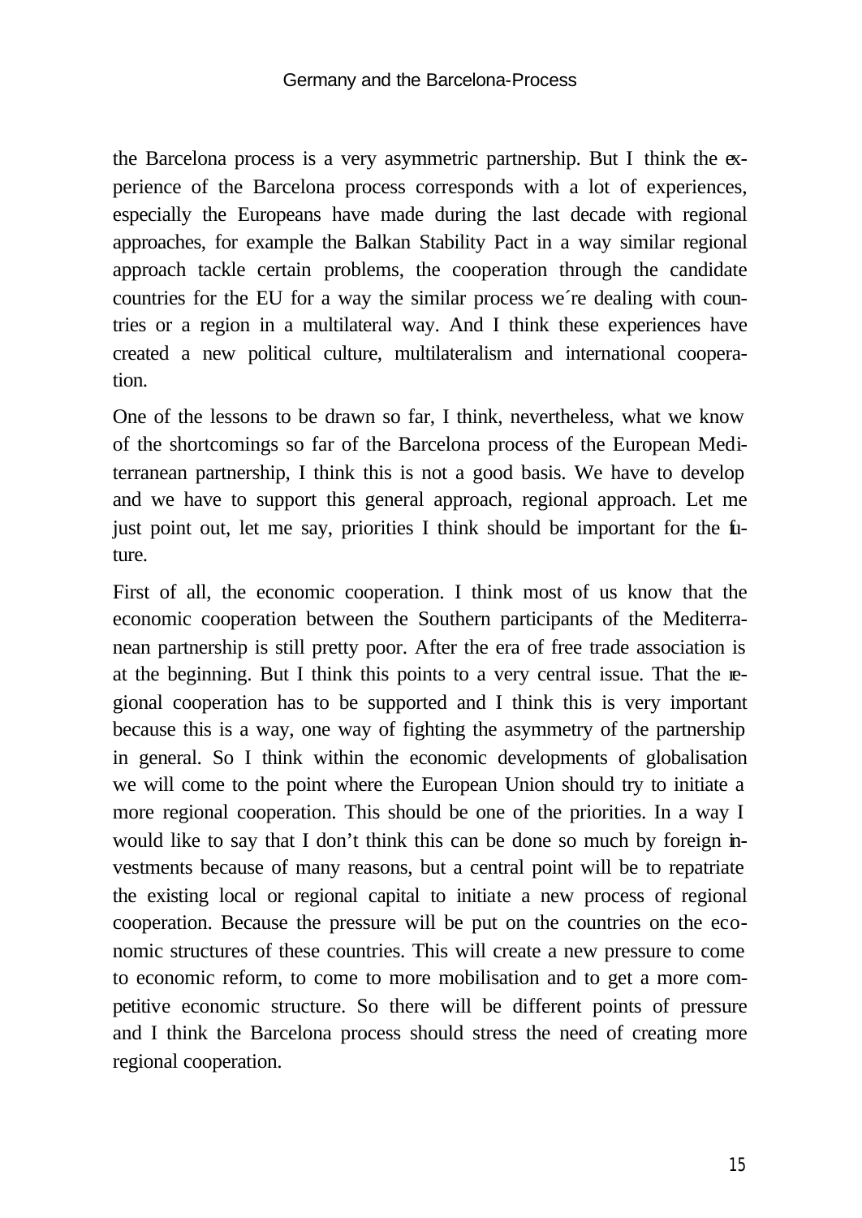the Barcelona process is a very asymmetric partnership. But I think the experience of the Barcelona process corresponds with a lot of experiences, especially the Europeans have made during the last decade with regional approaches, for example the Balkan Stability Pact in a way similar regional approach tackle certain problems, the cooperation through the candidate countries for the EU for a way the similar process we´re dealing with countries or a region in a multilateral way. And I think these experiences have created a new political culture, multilateralism and international cooperation.

One of the lessons to be drawn so far, I think, nevertheless, what we know of the shortcomings so far of the Barcelona process of the European Mediterranean partnership, I think this is not a good basis. We have to develop and we have to support this general approach, regional approach. Let me just point out, let me say, priorities I think should be important for the future.

First of all, the economic cooperation. I think most of us know that the economic cooperation between the Southern participants of the Mediterranean partnership is still pretty poor. After the era of free trade association is at the beginning. But I think this points to a very central issue. That the regional cooperation has to be supported and I think this is very important because this is a way, one way of fighting the asymmetry of the partnership in general. So I think within the economic developments of globalisation we will come to the point where the European Union should try to initiate a more regional cooperation. This should be one of the priorities. In a way I would like to say that I don't think this can be done so much by foreign investments because of many reasons, but a central point will be to repatriate the existing local or regional capital to initiate a new process of regional cooperation. Because the pressure will be put on the countries on the economic structures of these countries. This will create a new pressure to come to economic reform, to come to more mobilisation and to get a more competitive economic structure. So there will be different points of pressure and I think the Barcelona process should stress the need of creating more regional cooperation.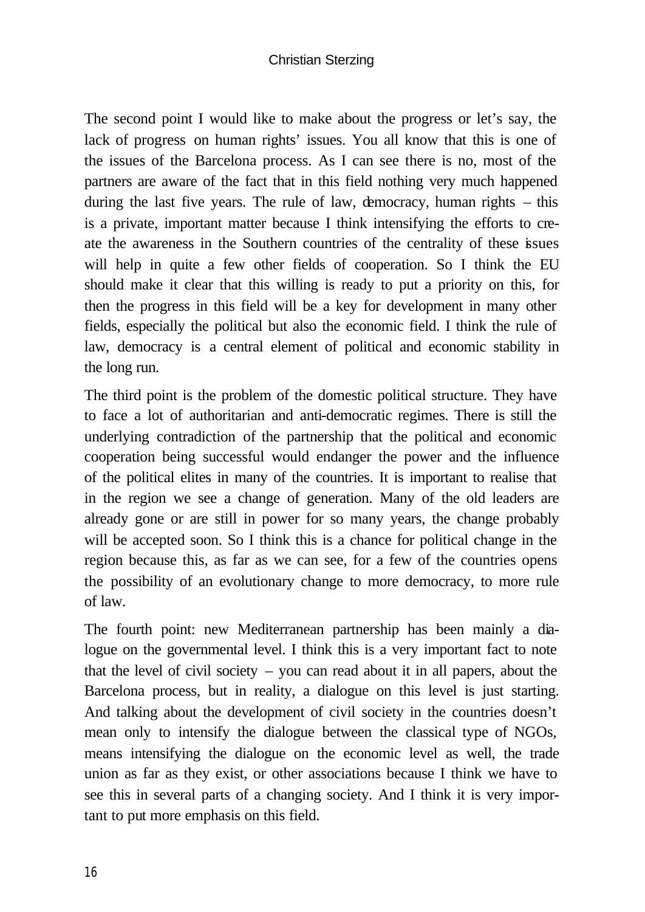The second point I would like to make about the progress or let's say, the lack of progress on human rights' issues. You all know that this is one of the issues of the Barcelona process. As I can see there is no, most of the partners are aware of the fact that in this field nothing very much happened during the last five years. The rule of law, democracy, human rights – this is a private, important matter because I think intensifying the efforts to create the awareness in the Southern countries of the centrality of these issues will help in quite a few other fields of cooperation. So I think the EU should make it clear that this willing is ready to put a priority on this, for then the progress in this field will be a key for development in many other fields, especially the political but also the economic field. I think the rule of law, democracy is a central element of political and economic stability in the long run.

The third point is the problem of the domestic political structure. They have to face a lot of authoritarian and anti-democratic regimes. There is still the underlying contradiction of the partnership that the political and economic cooperation being successful would endanger the power and the influence of the political elites in many of the countries. It is important to realise that in the region we see a change of generation. Many of the old leaders are already gone or are still in power for so many years, the change probably will be accepted soon. So I think this is a chance for political change in the region because this, as far as we can see, for a few of the countries opens the possibility of an evolutionary change to more democracy, to more rule of law.

The fourth point: new Mediterranean partnership has been mainly a dialogue on the governmental level. I think this is a very important fact to note that the level of civil society – you can read about it in all papers, about the Barcelona process, but in reality, a dialogue on this level is just starting. And talking about the development of civil society in the countries doesn't mean only to intensify the dialogue between the classical type of NGOs, means intensifying the dialogue on the economic level as well, the trade union as far as they exist, or other associations because I think we have to see this in several parts of a changing society. And I think it is very important to put more emphasis on this field.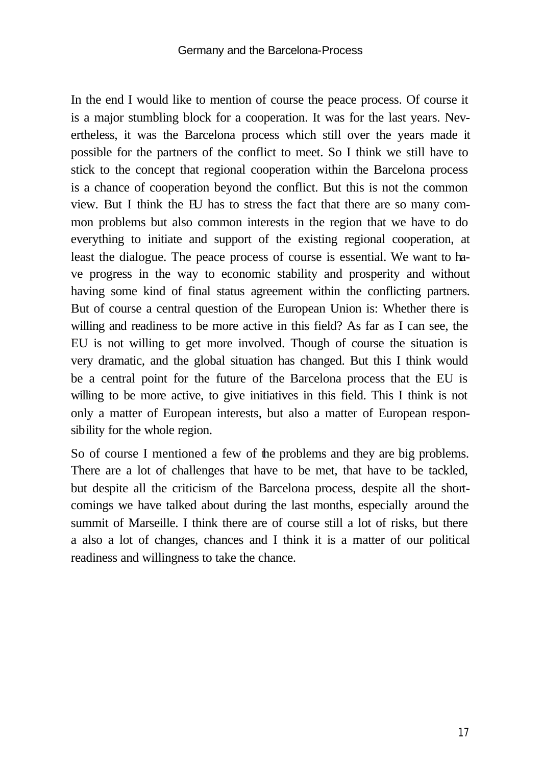In the end I would like to mention of course the peace process. Of course it is a major stumbling block for a cooperation. It was for the last years. Nevertheless, it was the Barcelona process which still over the years made it possible for the partners of the conflict to meet. So I think we still have to stick to the concept that regional cooperation within the Barcelona process is a chance of cooperation beyond the conflict. But this is not the common view. But I think the EU has to stress the fact that there are so many common problems but also common interests in the region that we have to do everything to initiate and support of the existing regional cooperation, at least the dialogue. The peace process of course is essential. We want to have progress in the way to economic stability and prosperity and without having some kind of final status agreement within the conflicting partners. But of course a central question of the European Union is: Whether there is willing and readiness to be more active in this field? As far as I can see, the EU is not willing to get more involved. Though of course the situation is very dramatic, and the global situation has changed. But this I think would be a central point for the future of the Barcelona process that the EU is willing to be more active, to give initiatives in this field. This I think is not only a matter of European interests, but also a matter of European responsibility for the whole region.

So of course I mentioned a few of the problems and they are big problems. There are a lot of challenges that have to be met, that have to be tackled, but despite all the criticism of the Barcelona process, despite all the shortcomings we have talked about during the last months, especially around the summit of Marseille. I think there are of course still a lot of risks, but there a also a lot of changes, chances and I think it is a matter of our political readiness and willingness to take the chance.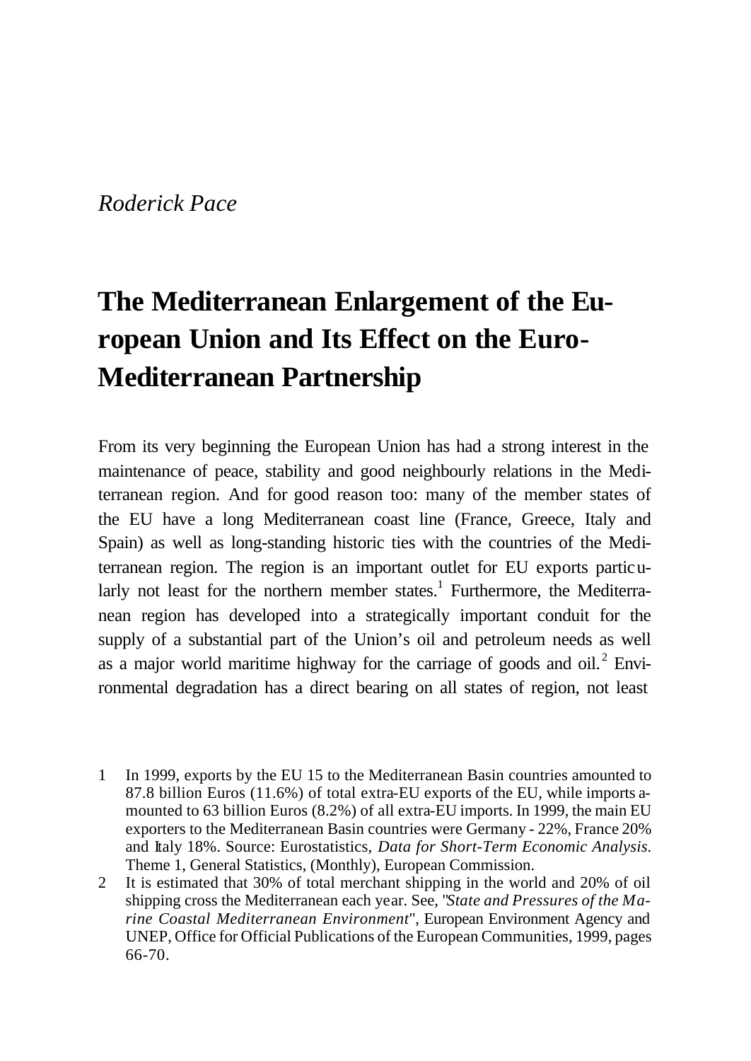*Roderick Pace*

# The Mediterranean Enlargement of the European Union and Its Effect on the Euro-Mediterranean Partnership

From its very beginning the European Union has had a strong interest in the maintenance of peace, stability and good neighbourly relations in the Mediterranean region. And for good reason too: many of the member states of the EU have a long Mediterranean coast line (France, Greece, Italy and Spain) as well as long-standing historic ties with the countries of the Mediterranean region. The region is an important outlet for EU exports particularly not least for the northern member states.[1] Furthermore, the Mediterranean region has developed into a strategically important conduit for the supply of a substantial part of the Union's oil and petroleum needs as well as a major world maritime highway for the carriage of goods and oil.[2] Environmental degradation has a direct bearing on all states of region, not least

1 In 1999, exports by the EU 15 to the Mediterranean Basin countries amounted to 87.8 billion Euros (11.6%) of total extra-EU exports of the EU, while imports amounted to 63 billion Euros (8.2%) of all extra-EU imports. In 1999, the main EU exporters to the Mediterranean Basin countries were Germany - 22%, France 20% and Italy 18%. Source: Eurostatistics, *Data for Short-Term Economic Analysis*. Theme 1, General Statistics, (Monthly), European Commission.

2 It is estimated that 30% of total merchant shipping in the world and 20% of oil shipping cross the Mediterranean each year. See, "*State and Pressures of the Marine Coastal Mediterranean Environment*", European Environment Agency and UNEP, Office for Official Publications of the European Communities, 1999, pages 66-70.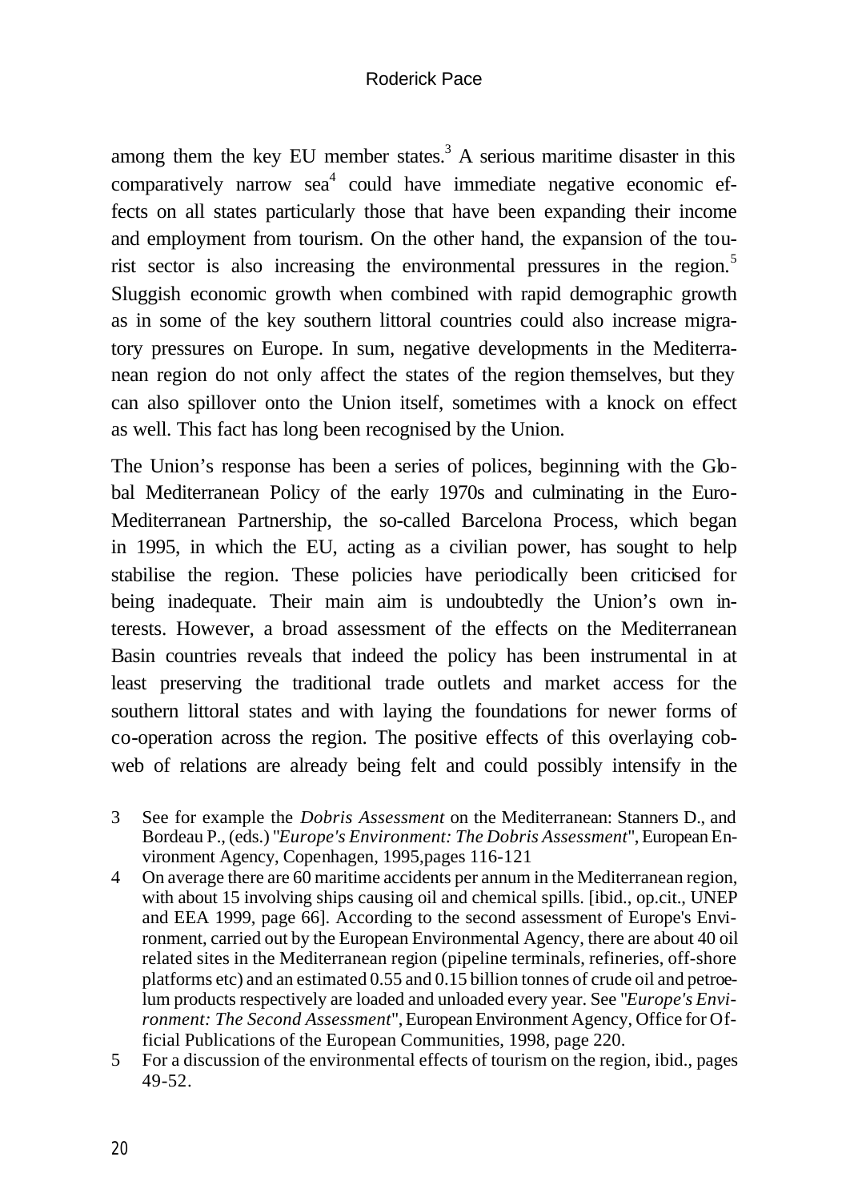among them the key EU member states.[3] A serious maritime disaster in this comparatively narrow sea[4] could have immediate negative economic effects on all states particularly those that have been expanding their income and employment from tourism. On the other hand, the expansion of the tourist sector is also increasing the environmental pressures in the region.[5] Sluggish economic growth when combined with rapid demographic growth as in some of the key southern littoral countries could also increase migratory pressures on Europe. In sum, negative developments in the Mediterranean region do not only affect the states of the region themselves, but they can also spillover onto the Union itself, sometimes with a knock on effect as well. This fact has long been recognised by the Union.

The Union's response has been a series of polices, beginning with the Global Mediterranean Policy of the early 1970s and culminating in the Euro-Mediterranean Partnership, the so-called Barcelona Process, which began in 1995, in which the EU, acting as a civilian power, has sought to help stabilise the region. These policies have periodically been criticised for being inadequate. Their main aim is undoubtedly the Union's own interests. However, a broad assessment of the effects on the Mediterranean Basin countries reveals that indeed the policy has been instrumental in at least preserving the traditional trade outlets and market access for the southern littoral states and with laying the foundations for newer forms of co-operation across the region. The positive effects of this overlaying cobweb of relations are already being felt and could possibly intensify in the

3 See for example the *Dobris Assessment* on the Mediterranean: Stanners D., and Bordeau P., (eds.) "*Europe's Environment: The Dobris Assessment*", European Environment Agency, Copenhagen, 1995,pages 116-121

4 On average there are 60 maritime accidents per annum in the Mediterranean region, with about 15 involving ships causing oil and chemical spills. [ibid., op.cit., UNEP and EEA 1999, page 66]. According to the second assessment of Europe's Environment, carried out by the European Environmental Agency, there are about 40 oil related sites in the Mediterranean region (pipeline terminals, refineries, off-shore platforms etc) and an estimated 0.55 and 0.15 billion tonnes of crude oil and petroelum products respectively are loaded and unloaded every year. See "*Europe's Environment: The Second Assessment*", European Environment Agency, Office for Official Publications of the European Communities, 1998, page 220.

5 For a discussion of the environmental effects of tourism on the region, ibid., pages 49-52.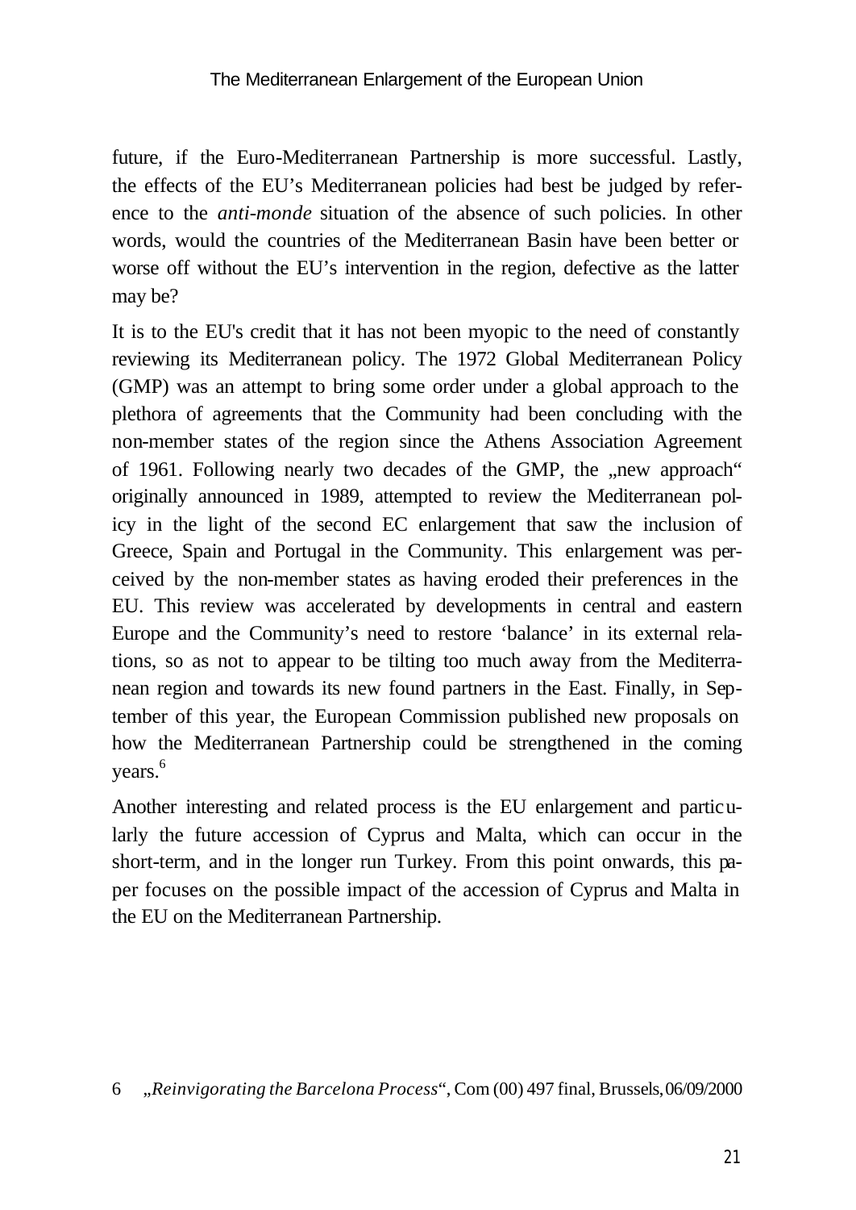future, if the Euro-Mediterranean Partnership is more successful. Lastly, the effects of the EU's Mediterranean policies had best be judged by reference to the *anti-monde* situation of the absence of such policies. In other words, would the countries of the Mediterranean Basin have been better or worse off without the EU's intervention in the region, defective as the latter may be?

It is to the EU's credit that it has not been myopic to the need of constantly reviewing its Mediterranean policy. The 1972 Global Mediterranean Policy (GMP) was an attempt to bring some order under a global approach to the plethora of agreements that the Community had been concluding with the non-member states of the region since the Athens Association Agreement of 1961. Following nearly two decades of the GMP, the „new approach" originally announced in 1989, attempted to review the Mediterranean policy in the light of the second EC enlargement that saw the inclusion of Greece, Spain and Portugal in the Community. This enlargement was perceived by the non-member states as having eroded their preferences in the EU. This review was accelerated by developments in central and eastern Europe and the Community's need to restore 'balance' in its external relations, so as not to appear to be tilting too much away from the Mediterranean region and towards its new found partners in the East. Finally, in September of this year, the European Commission published new proposals on how the Mediterranean Partnership could be strengthened in the coming years.[6]

Another interesting and related process is the EU enlargement and particularly the future accession of Cyprus and Malta, which can occur in the short-term, and in the longer run Turkey. From this point onwards, this paper focuses on the possible impact of the accession of Cyprus and Malta in the EU on the Mediterranean Partnership.

6 „*Reinvigorating the Barcelona Process*", Com (00) 497 final, Brussels, 06/09/2000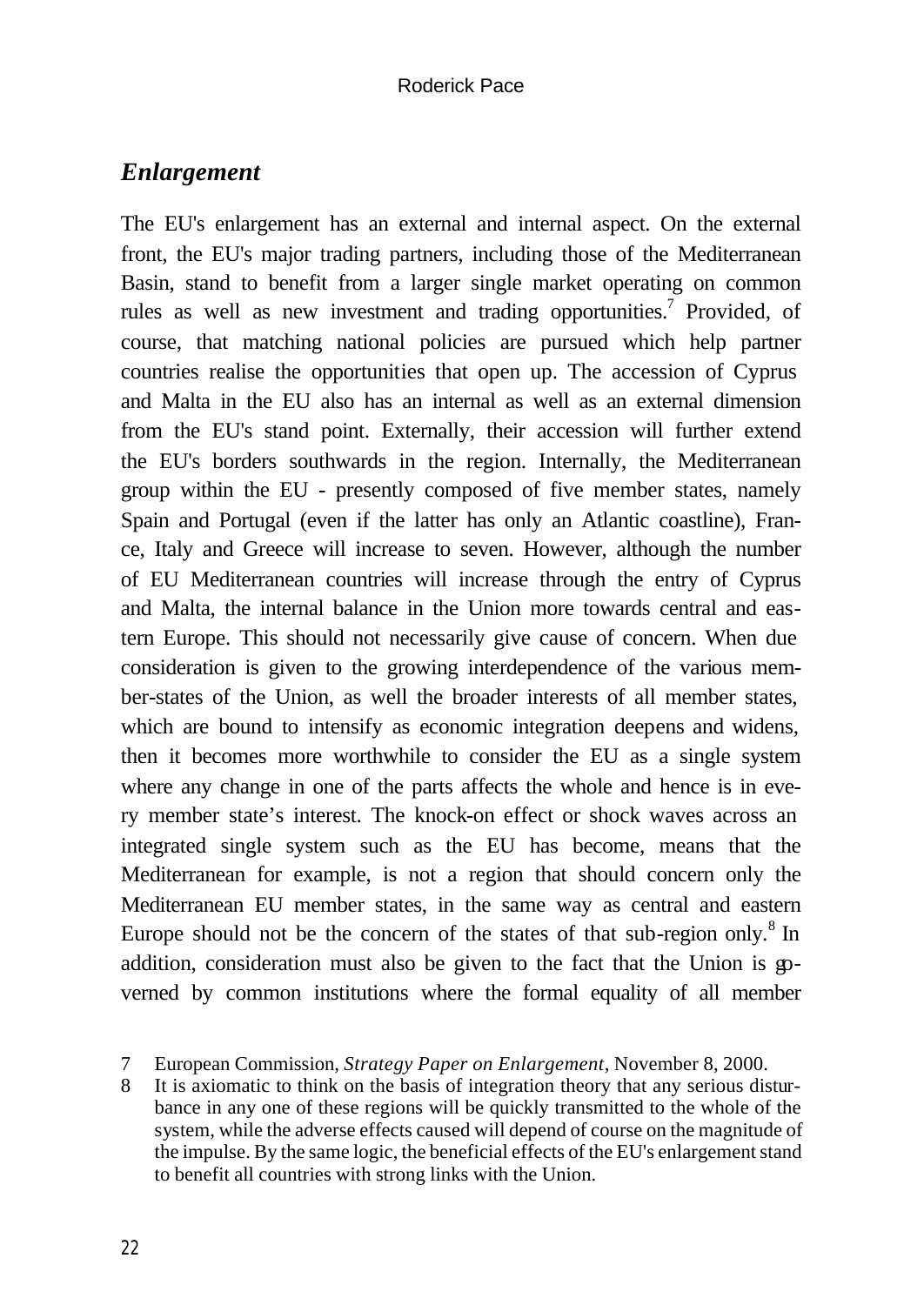## *Enlargement*

The EU's enlargement has an external and internal aspect. On the external front, the EU's major trading partners, including those of the Mediterranean Basin, stand to benefit from a larger single market operating on common rules as well as new investment and trading opportunities.[7] Provided, of course, that matching national policies are pursued which help partner countries realise the opportunities that open up. The accession of Cyprus and Malta in the EU also has an internal as well as an external dimension from the EU's stand point. Externally, their accession will further extend the EU's borders southwards in the region. Internally, the Mediterranean group within the EU - presently composed of five member states, namely Spain and Portugal (even if the latter has only an Atlantic coastline), France, Italy and Greece will increase to seven. However, although the number of EU Mediterranean countries will increase through the entry of Cyprus and Malta, the internal balance in the Union more towards central and eastern Europe. This should not necessarily give cause of concern. When due consideration is given to the growing interdependence of the various member-states of the Union, as well the broader interests of all member states, which are bound to intensify as economic integration deepens and widens, then it becomes more worthwhile to consider the EU as a single system where any change in one of the parts affects the whole and hence is in every member state's interest. The knock-on effect or shock waves across an integrated single system such as the EU has become, means that the Mediterranean for example, is not a region that should concern only the Mediterranean EU member states, in the same way as central and eastern Europe should not be the concern of the states of that sub-region only.[8] In addition, consideration must also be given to the fact that the Union is governed by common institutions where the formal equality of all member

7 European Commission, *Strategy Paper on Enlargement*, November 8, 2000.

8 It is axiomatic to think on the basis of integration theory that any serious disturbance in any one of these regions will be quickly transmitted to the whole of the system, while the adverse effects caused will depend of course on the magnitude of the impulse. By the same logic, the beneficial effects of the EU's enlargement stand to benefit all countries with strong links with the Union.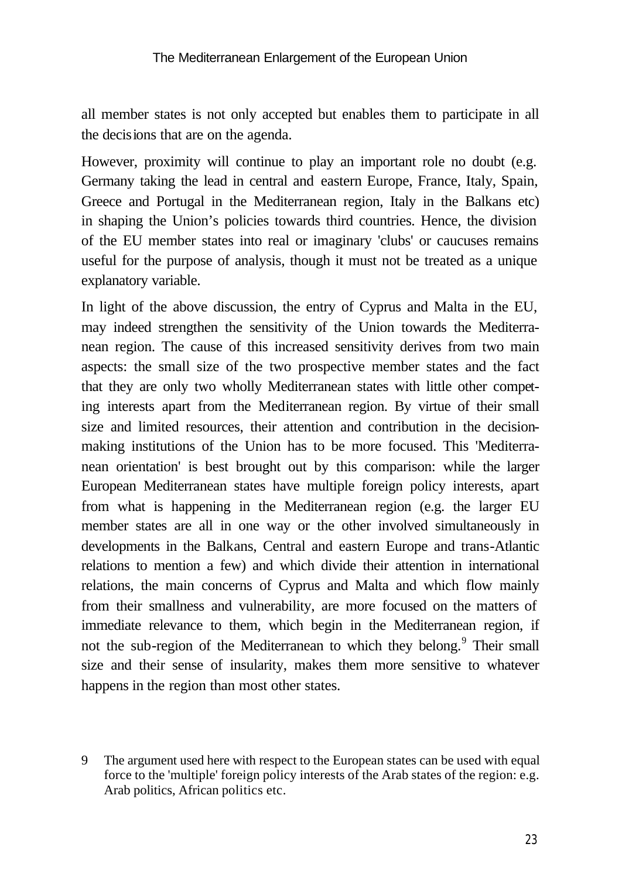all member states is not only accepted but enables them to participate in all the decisions that are on the agenda.

However, proximity will continue to play an important role no doubt (e.g. Germany taking the lead in central and eastern Europe, France, Italy, Spain, Greece and Portugal in the Mediterranean region, Italy in the Balkans etc) in shaping the Union's policies towards third countries. Hence, the division of the EU member states into real or imaginary 'clubs' or caucuses remains useful for the purpose of analysis, though it must not be treated as a unique explanatory variable.

In light of the above discussion, the entry of Cyprus and Malta in the EU, may indeed strengthen the sensitivity of the Union towards the Mediterranean region. The cause of this increased sensitivity derives from two main aspects: the small size of the two prospective member states and the fact that they are only two wholly Mediterranean states with little other competing interests apart from the Mediterranean region. By virtue of their small size and limited resources, their attention and contribution in the decision-making institutions of the Union has to be more focused. This 'Mediterranean orientation' is best brought out by this comparison: while the larger European Mediterranean states have multiple foreign policy interests, apart from what is happening in the Mediterranean region (e.g. the larger EU member states are all in one way or the other involved simultaneously in developments in the Balkans, Central and eastern Europe and trans-Atlantic relations to mention a few) and which divide their attention in international relations, the main concerns of Cyprus and Malta and which flow mainly from their smallness and vulnerability, are more focused on the matters of immediate relevance to them, which begin in the Mediterranean region, if not the sub-region of the Mediterranean to which they belong.[9] Their small size and their sense of insularity, makes them more sensitive to whatever happens in the region than most other states.

9 The argument used here with respect to the European states can be used with equal force to the 'multiple' foreign policy interests of the Arab states of the region: e.g. Arab politics, African politics etc.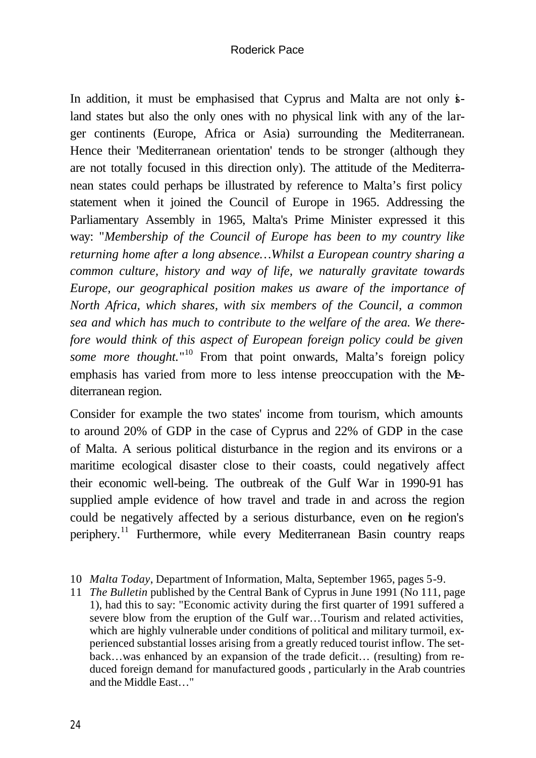In addition, it must be emphasised that Cyprus and Malta are not only island states but also the only ones with no physical link with any of the larger continents (Europe, Africa or Asia) surrounding the Mediterranean. Hence their 'Mediterranean orientation' tends to be stronger (although they are not totally focused in this direction only). The attitude of the Mediterranean states could perhaps be illustrated by reference to Malta's first policy statement when it joined the Council of Europe in 1965. Addressing the Parliamentary Assembly in 1965, Malta's Prime Minister expressed it this way: "*Membership of the Council of Europe has been to my country like returning home after a long absence…Whilst a European country sharing a common culture, history and way of life, we naturally gravitate towards Europe, our geographical position makes us aware of the importance of North Africa, which shares, with six members of the Council, a common sea and which has much to contribute to the welfare of the area. We therefore would think of this aspect of European foreign policy could be given some more thought.*"[10] From that point onwards, Malta's foreign policy emphasis has varied from more to less intense preoccupation with the Mediterranean region.

Consider for example the two states' income from tourism, which amounts to around 20% of GDP in the case of Cyprus and 22% of GDP in the case of Malta. A serious political disturbance in the region and its environs or a maritime ecological disaster close to their coasts, could negatively affect their economic well-being. The outbreak of the Gulf War in 1990-91 has supplied ample evidence of how travel and trade in and across the region could be negatively affected by a serious disturbance, even on the region's periphery.[11] Furthermore, while every Mediterranean Basin country reaps

---

10 *Malta Today*, Department of Information, Malta, September 1965, pages 5-9.

11 *The Bulletin* published by the Central Bank of Cyprus in June 1991 (No 111, page 1), had this to say: "Economic activity during the first quarter of 1991 suffered a severe blow from the eruption of the Gulf war…Tourism and related activities, which are highly vulnerable under conditions of political and military turmoil, experienced substantial losses arising from a greatly reduced tourist inflow. The setback…was enhanced by an expansion of the trade deficit… (resulting) from reduced foreign demand for manufactured goods , particularly in the Arab countries and the Middle East…"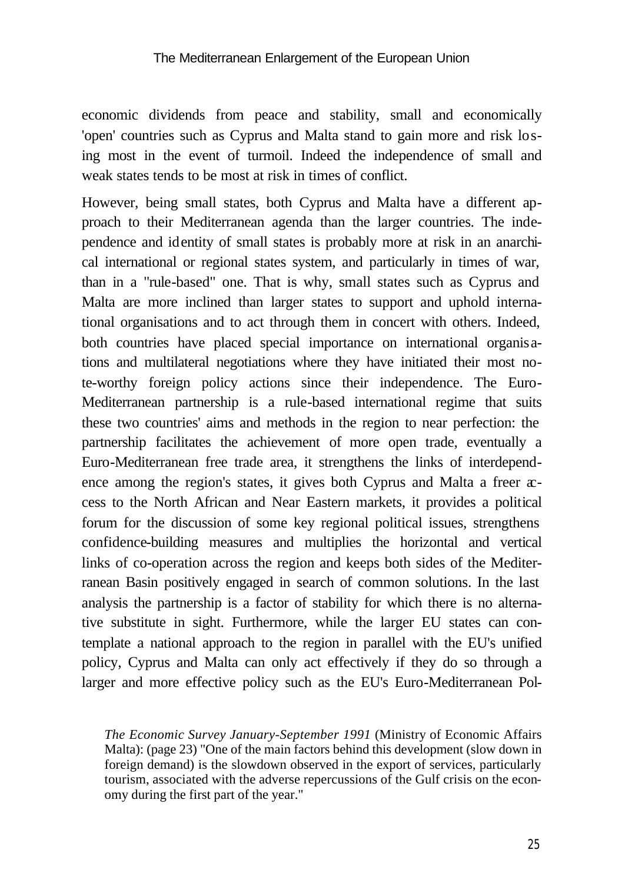economic dividends from peace and stability, small and economically 'open' countries such as Cyprus and Malta stand to gain more and risk losing most in the event of turmoil. Indeed the independence of small and weak states tends to be most at risk in times of conflict.

However, being small states, both Cyprus and Malta have a different approach to their Mediterranean agenda than the larger countries. The independence and identity of small states is probably more at risk in an anarchical international or regional states system, and particularly in times of war, than in a "rule-based" one. That is why, small states such as Cyprus and Malta are more inclined than larger states to support and uphold international organisations and to act through them in concert with others. Indeed, both countries have placed special importance on international organisations and multilateral negotiations where they have initiated their most note-worthy foreign policy actions since their independence. The Euro-Mediterranean partnership is a rule-based international regime that suits these two countries' aims and methods in the region to near perfection: the partnership facilitates the achievement of more open trade, eventually a Euro-Mediterranean free trade area, it strengthens the links of interdependence among the region's states, it gives both Cyprus and Malta a freer access to the North African and Near Eastern markets, it provides a political forum for the discussion of some key regional political issues, strengthens confidence-building measures and multiplies the horizontal and vertical links of co-operation across the region and keeps both sides of the Mediterranean Basin positively engaged in search of common solutions. In the last analysis the partnership is a factor of stability for which there is no alternative substitute in sight. Furthermore, while the larger EU states can contemplate a national approach to the region in parallel with the EU's unified policy, Cyprus and Malta can only act effectively if they do so through a larger and more effective policy such as the EU's Euro-Mediterranean Pol-

*The Economic Survey January-September 1991* (Ministry of Economic Affairs Malta): (page 23) "One of the main factors behind this development (slow down in foreign demand) is the slowdown observed in the export of services, particularly tourism, associated with the adverse repercussions of the Gulf crisis on the economy during the first part of the year."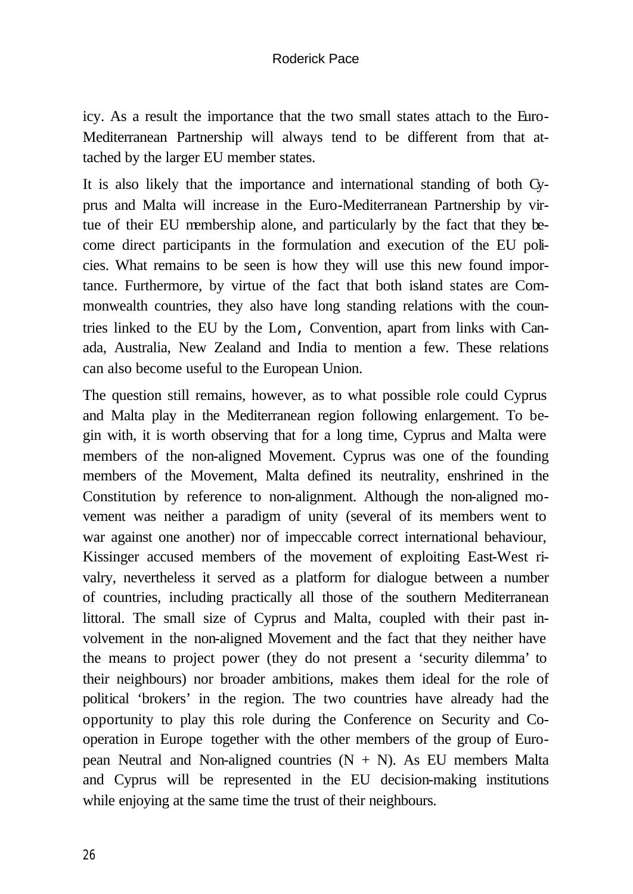icy. As a result the importance that the two small states attach to the Euro-Mediterranean Partnership will always tend to be different from that attached by the larger EU member states.

It is also likely that the importance and international standing of both Cyprus and Malta will increase in the Euro-Mediterranean Partnership by virtue of their EU membership alone, and particularly by the fact that they become direct participants in the formulation and execution of the EU policies. What remains to be seen is how they will use this new found importance. Furthermore, by virtue of the fact that both island states are Commonwealth countries, they also have long standing relations with the countries linked to the EU by the Lom, Convention, apart from links with Canada, Australia, New Zealand and India to mention a few. These relations can also become useful to the European Union.

The question still remains, however, as to what possible role could Cyprus and Malta play in the Mediterranean region following enlargement. To begin with, it is worth observing that for a long time, Cyprus and Malta were members of the non-aligned Movement. Cyprus was one of the founding members of the Movement, Malta defined its neutrality, enshrined in the Constitution by reference to non-alignment. Although the non-aligned movement was neither a paradigm of unity (several of its members went to war against one another) nor of impeccable correct international behaviour, Kissinger accused members of the movement of exploiting East-West rivalry, nevertheless it served as a platform for dialogue between a number of countries, including practically all those of the southern Mediterranean littoral. The small size of Cyprus and Malta, coupled with their past involvement in the non-aligned Movement and the fact that they neither have the means to project power (they do not present a 'security dilemma' to their neighbours) nor broader ambitions, makes them ideal for the role of political 'brokers' in the region. The two countries have already had the opportunity to play this role during the Conference on Security and Co-operation in Europe together with the other members of the group of European Neutral and Non-aligned countries (N + N). As EU members Malta and Cyprus will be represented in the EU decision-making institutions while enjoying at the same time the trust of their neighbours.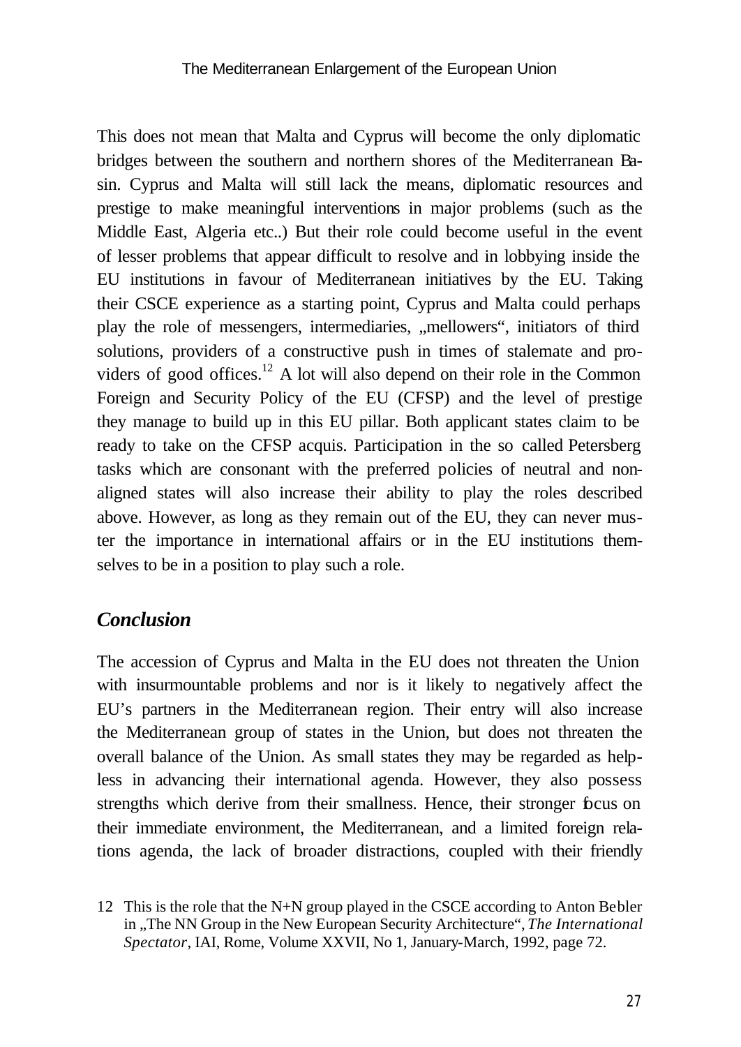This does not mean that Malta and Cyprus will become the only diplomatic bridges between the southern and northern shores of the Mediterranean Basin. Cyprus and Malta will still lack the means, diplomatic resources and prestige to make meaningful interventions in major problems (such as the Middle East, Algeria etc..) But their role could become useful in the event of lesser problems that appear difficult to resolve and in lobbying inside the EU institutions in favour of Mediterranean initiatives by the EU. Taking their CSCE experience as a starting point, Cyprus and Malta could perhaps play the role of messengers, intermediaries, „mellowers", initiators of third solutions, providers of a constructive push in times of stalemate and providers of good offices.[12] A lot will also depend on their role in the Common Foreign and Security Policy of the EU (CFSP) and the level of prestige they manage to build up in this EU pillar. Both applicant states claim to be ready to take on the CFSP acquis. Participation in the so called Petersberg tasks which are consonant with the preferred policies of neutral and non-aligned states will also increase their ability to play the roles described above. However, as long as they remain out of the EU, they can never muster the importance in international affairs or in the EU institutions themselves to be in a position to play such a role.

## *Conclusion*

The accession of Cyprus and Malta in the EU does not threaten the Union with insurmountable problems and nor is it likely to negatively affect the EU's partners in the Mediterranean region. Their entry will also increase the Mediterranean group of states in the Union, but does not threaten the overall balance of the Union. As small states they may be regarded as helpless in advancing their international agenda. However, they also possess strengths which derive from their smallness. Hence, their stronger focus on their immediate environment, the Mediterranean, and a limited foreign relations agenda, the lack of broader distractions, coupled with their friendly

12 This is the role that the N+N group played in the CSCE according to Anton Bebler in „The NN Group in the New European Security Architecture", *The International Spectator*, IAI, Rome, Volume XXVII, No 1, January-March, 1992, page 72.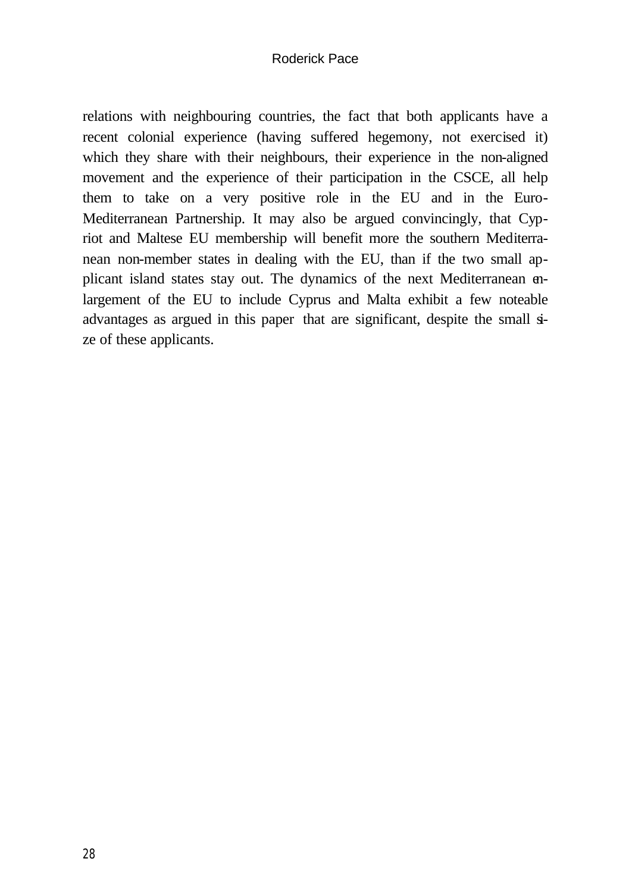relations with neighbouring countries, the fact that both applicants have a recent colonial experience (having suffered hegemony, not exercised it) which they share with their neighbours, their experience in the non-aligned movement and the experience of their participation in the CSCE, all help them to take on a very positive role in the EU and in the Euro-Mediterranean Partnership. It may also be argued convincingly, that Cypriot and Maltese EU membership will benefit more the southern Mediterranean non-member states in dealing with the EU, than if the two small applicant island states stay out. The dynamics of the next Mediterranean enlargement of the EU to include Cyprus and Malta exhibit a few noteable advantages as argued in this paper that are significant, despite the small size of these applicants.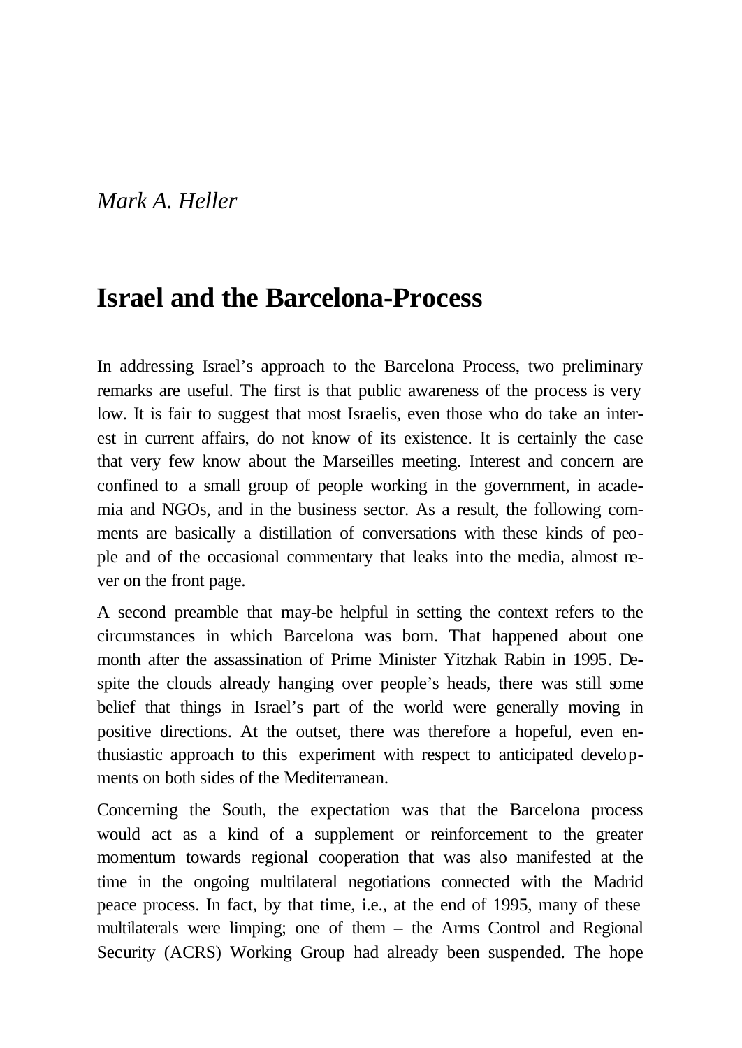*Mark A. Heller*

# Israel and the Barcelona-Process

In addressing Israel's approach to the Barcelona Process, two preliminary remarks are useful. The first is that public awareness of the process is very low. It is fair to suggest that most Israelis, even those who do take an interest in current affairs, do not know of its existence. It is certainly the case that very few know about the Marseilles meeting. Interest and concern are confined to a small group of people working in the government, in academia and NGOs, and in the business sector. As a result, the following comments are basically a distillation of conversations with these kinds of people and of the occasional commentary that leaks into the media, almost never on the front page.

A second preamble that may-be helpful in setting the context refers to the circumstances in which Barcelona was born. That happened about one month after the assassination of Prime Minister Yitzhak Rabin in 1995. Despite the clouds already hanging over people's heads, there was still some belief that things in Israel's part of the world were generally moving in positive directions. At the outset, there was therefore a hopeful, even enthusiastic approach to this experiment with respect to anticipated developments on both sides of the Mediterranean.

Concerning the South, the expectation was that the Barcelona process would act as a kind of a supplement or reinforcement to the greater momentum towards regional cooperation that was also manifested at the time in the ongoing multilateral negotiations connected with the Madrid peace process. In fact, by that time, i.e., at the end of 1995, many of these multilaterals were limping; one of them – the Arms Control and Regional Security (ACRS) Working Group had already been suspended. The hope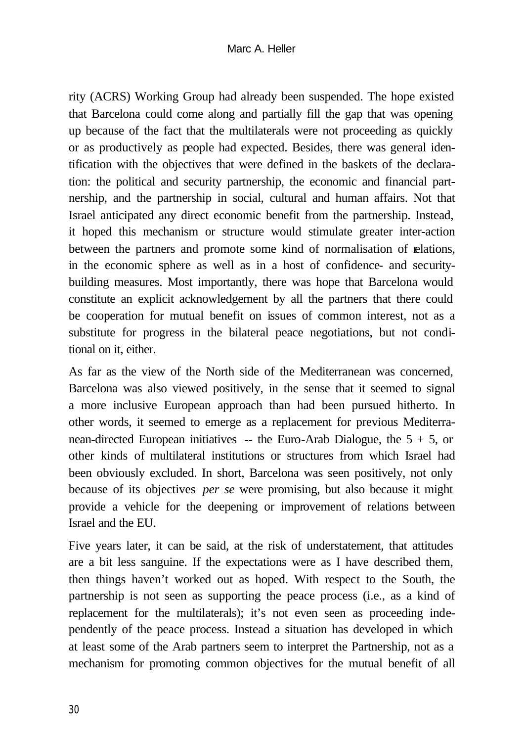rity (ACRS) Working Group had already been suspended. The hope existed that Barcelona could come along and partially fill the gap that was opening up because of the fact that the multilaterals were not proceeding as quickly or as productively as people had expected. Besides, there was general identification with the objectives that were defined in the baskets of the declaration: the political and security partnership, the economic and financial partnership, and the partnership in social, cultural and human affairs. Not that Israel anticipated any direct economic benefit from the partnership. Instead, it hoped this mechanism or structure would stimulate greater inter-action between the partners and promote some kind of normalisation of relations, in the economic sphere as well as in a host of confidence- and security-building measures. Most importantly, there was hope that Barcelona would constitute an explicit acknowledgement by all the partners that there could be cooperation for mutual benefit on issues of common interest, not as a substitute for progress in the bilateral peace negotiations, but not conditional on it, either.

As far as the view of the North side of the Mediterranean was concerned, Barcelona was also viewed positively, in the sense that it seemed to signal a more inclusive European approach than had been pursued hitherto. In other words, it seemed to emerge as a replacement for previous Mediterranean-directed European initiatives -- the Euro-Arab Dialogue, the 5 + 5, or other kinds of multilateral institutions or structures from which Israel had been obviously excluded. In short, Barcelona was seen positively, not only because of its objectives *per se* were promising, but also because it might provide a vehicle for the deepening or improvement of relations between Israel and the EU.

Five years later, it can be said, at the risk of understatement, that attitudes are a bit less sanguine. If the expectations were as I have described them, then things haven't worked out as hoped. With respect to the South, the partnership is not seen as supporting the peace process (i.e., as a kind of replacement for the multilaterals); it's not even seen as proceeding independently of the peace process. Instead a situation has developed in which at least some of the Arab partners seem to interpret the Partnership, not as a mechanism for promoting common objectives for the mutual benefit of all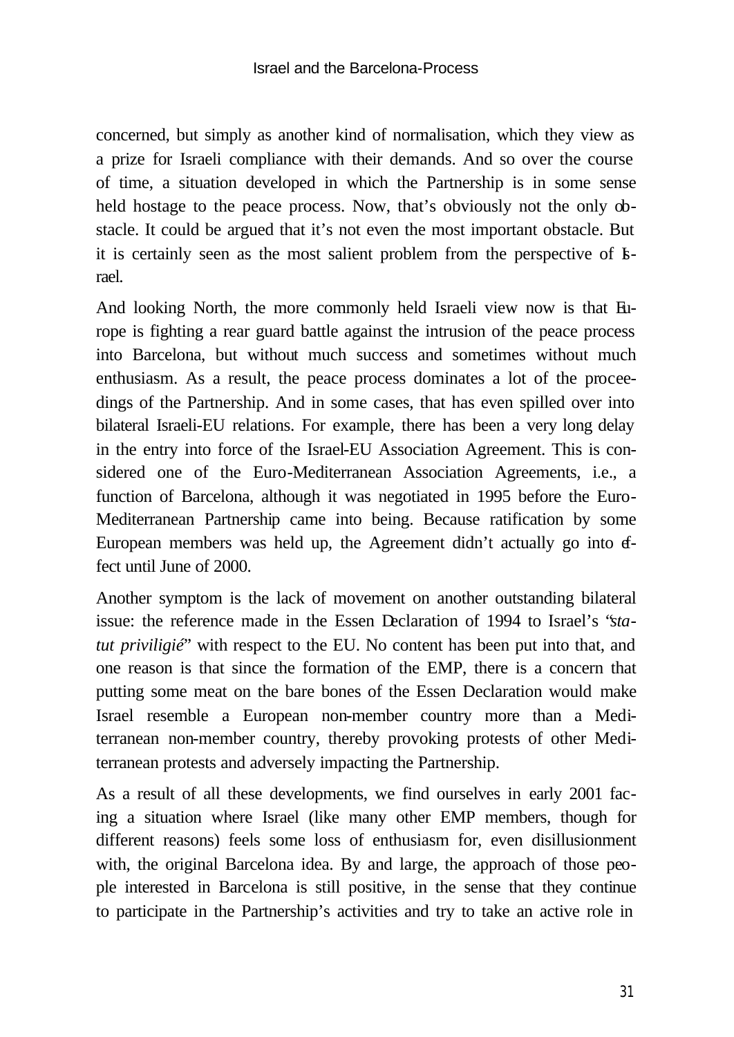concerned, but simply as another kind of normalisation, which they view as a prize for Israeli compliance with their demands. And so over the course of time, a situation developed in which the Partnership is in some sense held hostage to the peace process. Now, that's obviously not the only obstacle. It could be argued that it's not even the most important obstacle. But it is certainly seen as the most salient problem from the perspective of Israel.

And looking North, the more commonly held Israeli view now is that Europe is fighting a rear guard battle against the intrusion of the peace process into Barcelona, but without much success and sometimes without much enthusiasm. As a result, the peace process dominates a lot of the proceedings of the Partnership. And in some cases, that has even spilled over into bilateral Israeli-EU relations. For example, there has been a very long delay in the entry into force of the Israel-EU Association Agreement. This is considered one of the Euro-Mediterranean Association Agreements, i.e., a function of Barcelona, although it was negotiated in 1995 before the Euro-Mediterranean Partnership came into being. Because ratification by some European members was held up, the Agreement didn't actually go into effect until June of 2000.

Another symptom is the lack of movement on another outstanding bilateral issue: the reference made in the Essen Declaration of 1994 to Israel's "*statut priviligié*" with respect to the EU. No content has been put into that, and one reason is that since the formation of the EMP, there is a concern that putting some meat on the bare bones of the Essen Declaration would make Israel resemble a European non-member country more than a Mediterranean non-member country, thereby provoking protests of other Mediterranean protests and adversely impacting the Partnership.

As a result of all these developments, we find ourselves in early 2001 facing a situation where Israel (like many other EMP members, though for different reasons) feels some loss of enthusiasm for, even disillusionment with, the original Barcelona idea. By and large, the approach of those people interested in Barcelona is still positive, in the sense that they continue to participate in the Partnership's activities and try to take an active role in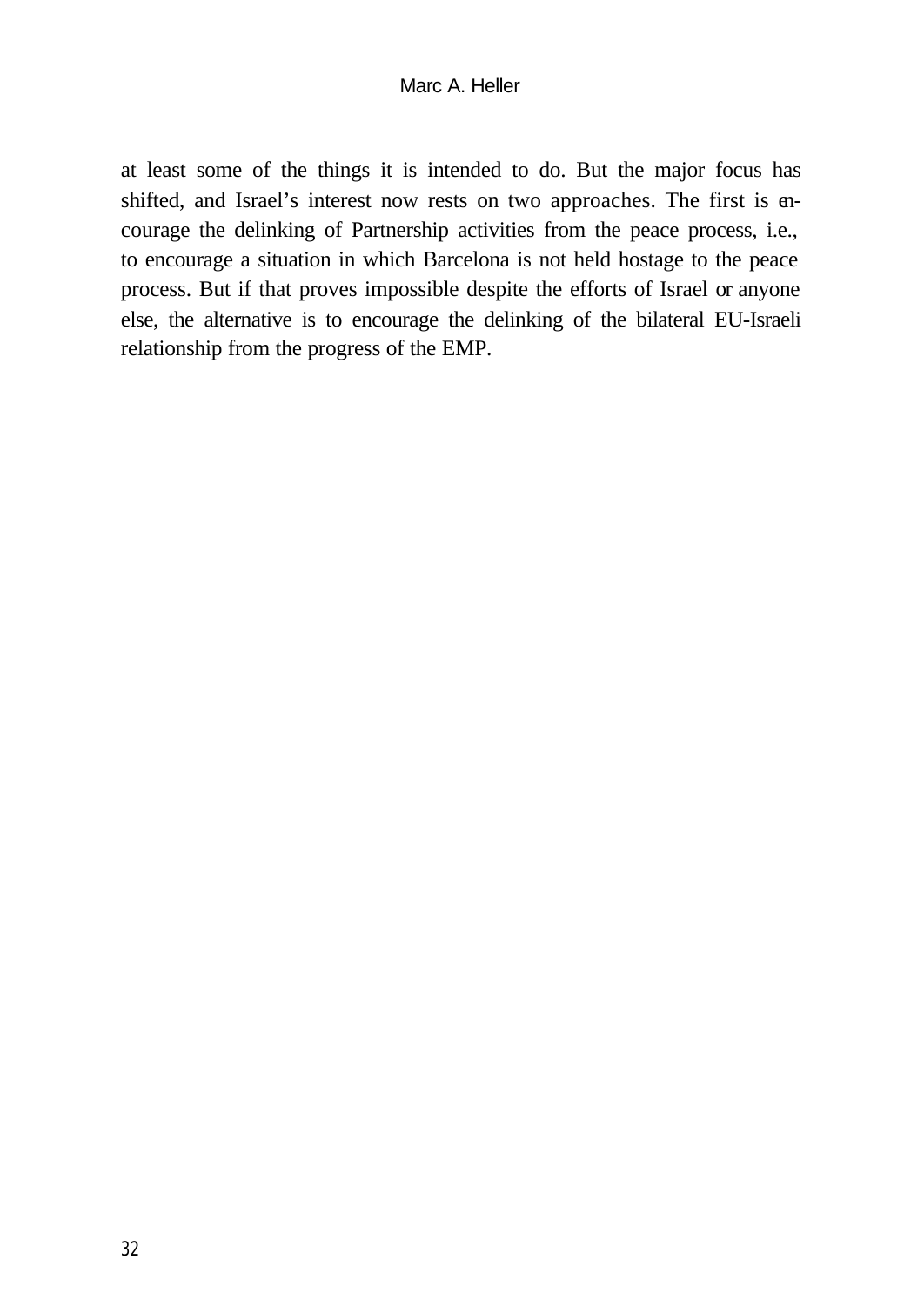at least some of the things it is intended to do. But the major focus has shifted, and Israel's interest now rests on two approaches. The first is encourage the delinking of Partnership activities from the peace process, i.e., to encourage a situation in which Barcelona is not held hostage to the peace process. But if that proves impossible despite the efforts of Israel or anyone else, the alternative is to encourage the delinking of the bilateral EU-Israeli relationship from the progress of the EMP.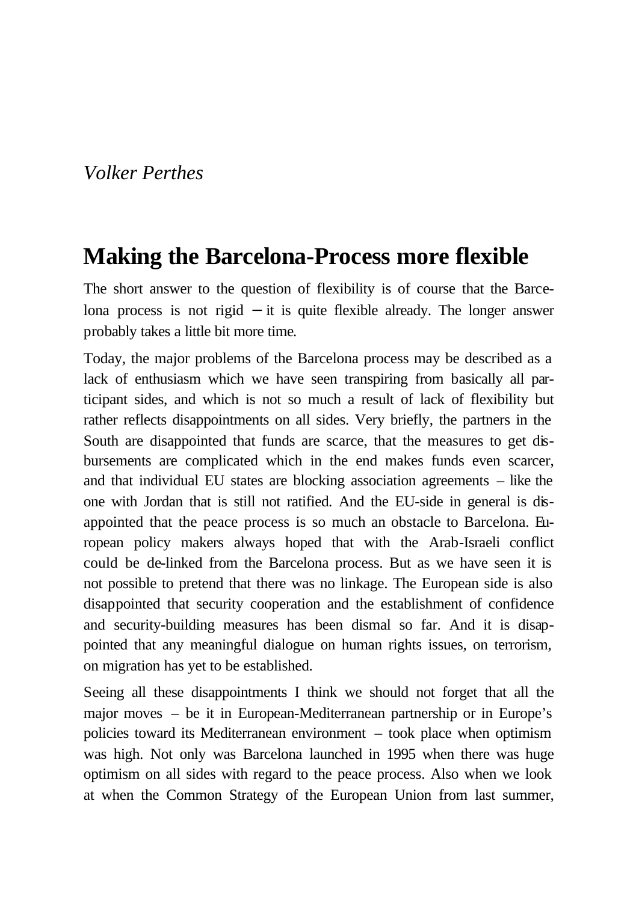*Volker Perthes*

## Making the Barcelona-Process more flexible

The short answer to the question of flexibility is of course that the Barcelona process is not rigid – it is quite flexible already. The longer answer probably takes a little bit more time.

Today, the major problems of the Barcelona process may be described as a lack of enthusiasm which we have seen transpiring from basically all participant sides, and which is not so much a result of lack of flexibility but rather reflects disappointments on all sides. Very briefly, the partners in the South are disappointed that funds are scarce, that the measures to get disbursements are complicated which in the end makes funds even scarcer, and that individual EU states are blocking association agreements – like the one with Jordan that is still not ratified. And the EU-side in general is disappointed that the peace process is so much an obstacle to Barcelona. European policy makers always hoped that with the Arab-Israeli conflict could be de-linked from the Barcelona process. But as we have seen it is not possible to pretend that there was no linkage. The European side is also disappointed that security cooperation and the establishment of confidence and security-building measures has been dismal so far. And it is disappointed that any meaningful dialogue on human rights issues, on terrorism, on migration has yet to be established.

Seeing all these disappointments I think we should not forget that all the major moves – be it in European-Mediterranean partnership or in Europe's policies toward its Mediterranean environment – took place when optimism was high. Not only was Barcelona launched in 1995 when there was huge optimism on all sides with regard to the peace process. Also when we look at when the Common Strategy of the European Union from last summer,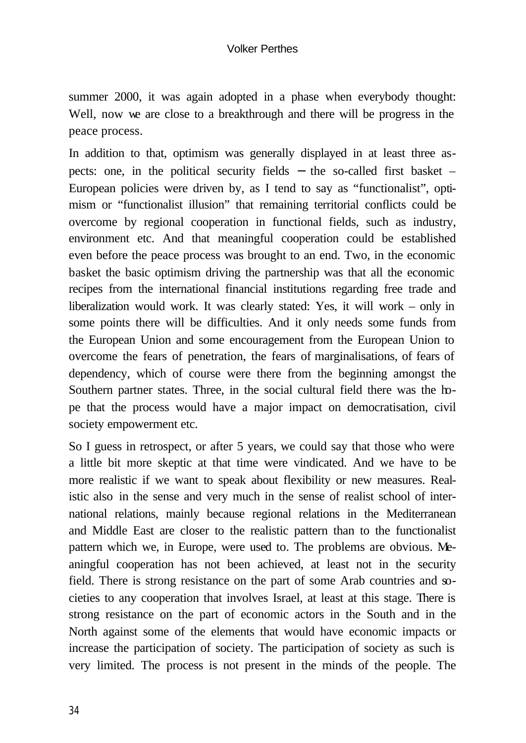summer 2000, it was again adopted in a phase when everybody thought: Well, now we are close to a breakthrough and there will be progress in the peace process.

In addition to that, optimism was generally displayed in at least three aspects: one, in the political security fields – the so-called first basket – European policies were driven by, as I tend to say as "functionalist", optimism or "functionalist illusion" that remaining territorial conflicts could be overcome by regional cooperation in functional fields, such as industry, environment etc. And that meaningful cooperation could be established even before the peace process was brought to an end. Two, in the economic basket the basic optimism driving the partnership was that all the economic recipes from the international financial institutions regarding free trade and liberalization would work. It was clearly stated: Yes, it will work – only in some points there will be difficulties. And it only needs some funds from the European Union and some encouragement from the European Union to overcome the fears of penetration, the fears of marginalisations, of fears of dependency, which of course were there from the beginning amongst the Southern partner states. Three, in the social cultural field there was the hope that the process would have a major impact on democratisation, civil society empowerment etc.

So I guess in retrospect, or after 5 years, we could say that those who were a little bit more skeptic at that time were vindicated. And we have to be more realistic if we want to speak about flexibility or new measures. Realistic also in the sense and very much in the sense of realist school of international relations, mainly because regional relations in the Mediterranean and Middle East are closer to the realistic pattern than to the functionalist pattern which we, in Europe, were used to. The problems are obvious. Meaningful cooperation has not been achieved, at least not in the security field. There is strong resistance on the part of some Arab countries and societies to any cooperation that involves Israel, at least at this stage. There is strong resistance on the part of economic actors in the South and in the North against some of the elements that would have economic impacts or increase the participation of society. The participation of society as such is very limited. The process is not present in the minds of the people. The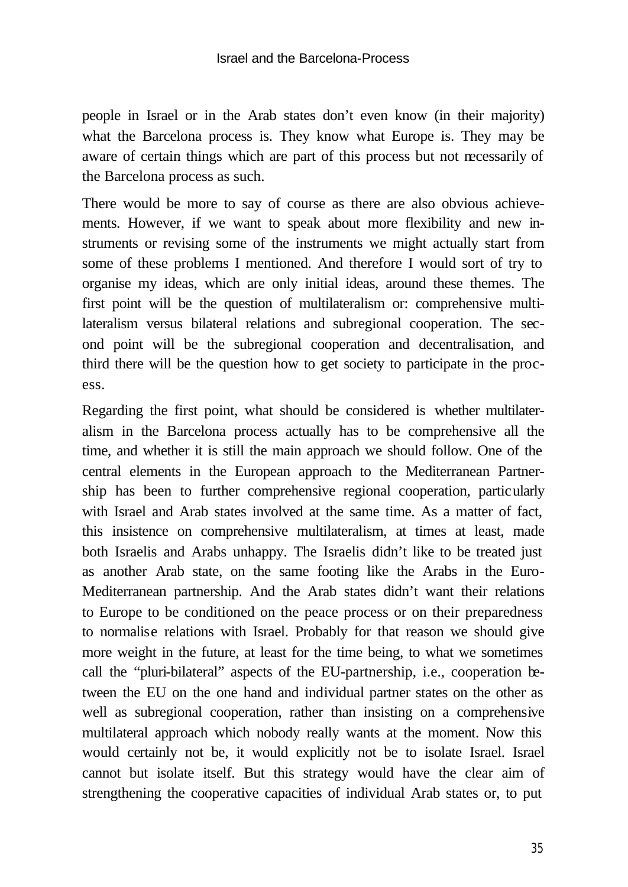people in Israel or in the Arab states don't even know (in their majority) what the Barcelona process is. They know what Europe is. They may be aware of certain things which are part of this process but not necessarily of the Barcelona process as such.

There would be more to say of course as there are also obvious achievements. However, if we want to speak about more flexibility and new instruments or revising some of the instruments we might actually start from some of these problems I mentioned. And therefore I would sort of try to organise my ideas, which are only initial ideas, around these themes. The first point will be the question of multilateralism or: comprehensive multilateralism versus bilateral relations and subregional cooperation. The second point will be the subregional cooperation and decentralisation, and third there will be the question how to get society to participate in the process.

Regarding the first point, what should be considered is whether multilateralism in the Barcelona process actually has to be comprehensive all the time, and whether it is still the main approach we should follow. One of the central elements in the European approach to the Mediterranean Partnership has been to further comprehensive regional cooperation, particularly with Israel and Arab states involved at the same time. As a matter of fact, this insistence on comprehensive multilateralism, at times at least, made both Israelis and Arabs unhappy. The Israelis didn't like to be treated just as another Arab state, on the same footing like the Arabs in the Euro-Mediterranean partnership. And the Arab states didn't want their relations to Europe to be conditioned on the peace process or on their preparedness to normalise relations with Israel. Probably for that reason we should give more weight in the future, at least for the time being, to what we sometimes call the "pluri-bilateral" aspects of the EU-partnership, i.e., cooperation between the EU on the one hand and individual partner states on the other as well as subregional cooperation, rather than insisting on a comprehensive multilateral approach which nobody really wants at the moment. Now this would certainly not be, it would explicitly not be to isolate Israel. Israel cannot but isolate itself. But this strategy would have the clear aim of strengthening the cooperative capacities of individual Arab states or, to put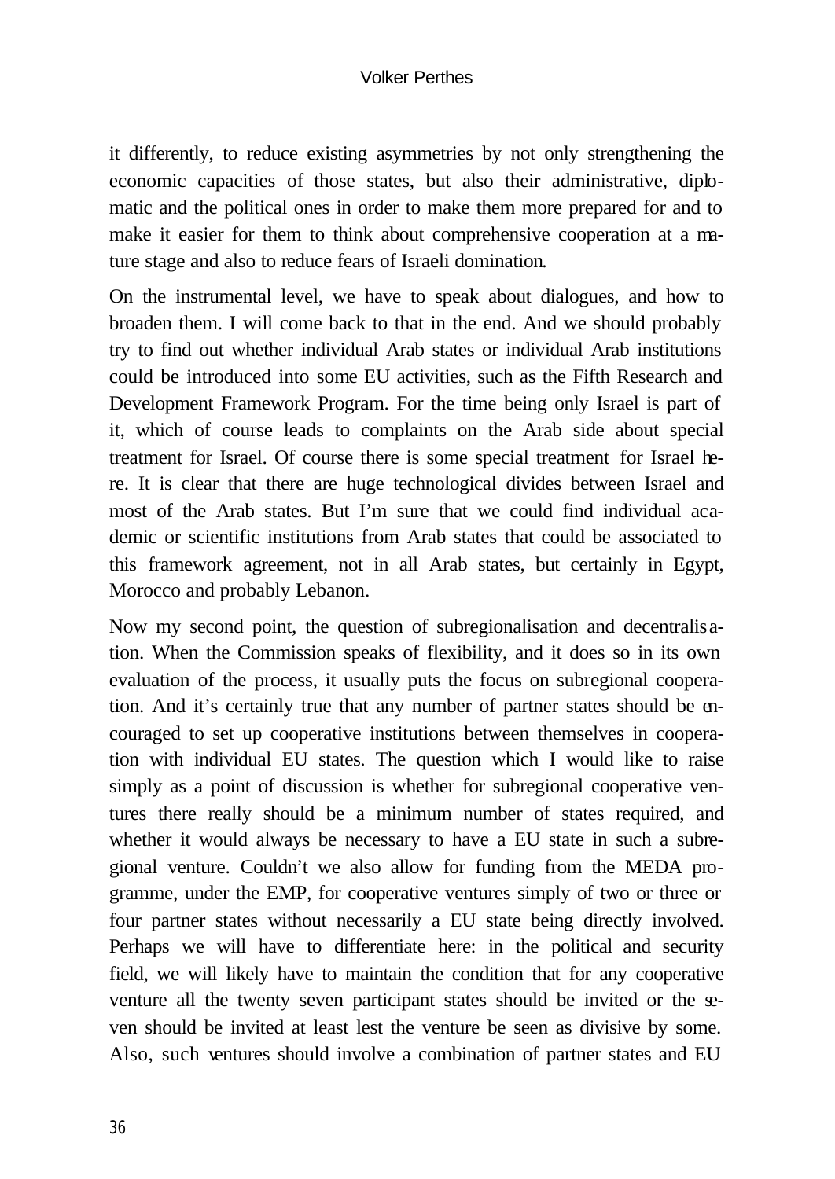it differently, to reduce existing asymmetries by not only strengthening the economic capacities of those states, but also their administrative, diplomatic and the political ones in order to make them more prepared for and to make it easier for them to think about comprehensive cooperation at a mature stage and also to reduce fears of Israeli domination.

On the instrumental level, we have to speak about dialogues, and how to broaden them. I will come back to that in the end. And we should probably try to find out whether individual Arab states or individual Arab institutions could be introduced into some EU activities, such as the Fifth Research and Development Framework Program. For the time being only Israel is part of it, which of course leads to complaints on the Arab side about special treatment for Israel. Of course there is some special treatment for Israel here. It is clear that there are huge technological divides between Israel and most of the Arab states. But I'm sure that we could find individual academic or scientific institutions from Arab states that could be associated to this framework agreement, not in all Arab states, but certainly in Egypt, Morocco and probably Lebanon.

Now my second point, the question of subregionalisation and decentralisation. When the Commission speaks of flexibility, and it does so in its own evaluation of the process, it usually puts the focus on subregional cooperation. And it's certainly true that any number of partner states should be encouraged to set up cooperative institutions between themselves in cooperation with individual EU states. The question which I would like to raise simply as a point of discussion is whether for subregional cooperative ventures there really should be a minimum number of states required, and whether it would always be necessary to have a EU state in such a subregional venture. Couldn't we also allow for funding from the MEDA programme, under the EMP, for cooperative ventures simply of two or three or four partner states without necessarily a EU state being directly involved. Perhaps we will have to differentiate here: in the political and security field, we will likely have to maintain the condition that for any cooperative venture all the twenty seven participant states should be invited or the seven should be invited at least lest the venture be seen as divisive by some. Also, such ventures should involve a combination of partner states and EU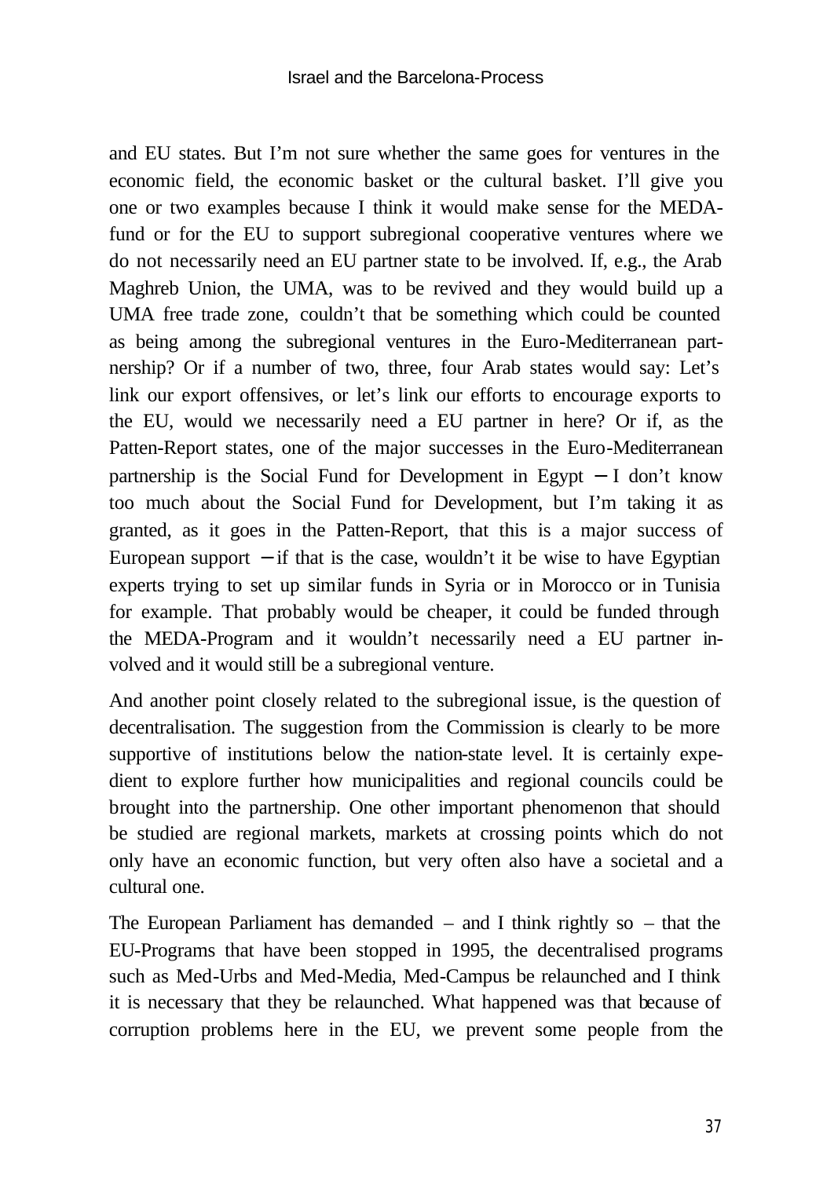and EU states. But I'm not sure whether the same goes for ventures in the economic field, the economic basket or the cultural basket. I'll give you one or two examples because I think it would make sense for the MEDA-fund or for the EU to support subregional cooperative ventures where we do not necessarily need an EU partner state to be involved. If, e.g., the Arab Maghreb Union, the UMA, was to be revived and they would build up a UMA free trade zone, couldn't that be something which could be counted as being among the subregional ventures in the Euro-Mediterranean partnership? Or if a number of two, three, four Arab states would say: Let's link our export offensives, or let's link our efforts to encourage exports to the EU, would we necessarily need a EU partner in here? Or if, as the Patten-Report states, one of the major successes in the Euro-Mediterranean partnership is the Social Fund for Development in Egypt – I don't know too much about the Social Fund for Development, but I'm taking it as granted, as it goes in the Patten-Report, that this is a major success of European support – if that is the case, wouldn't it be wise to have Egyptian experts trying to set up similar funds in Syria or in Morocco or in Tunisia for example. That probably would be cheaper, it could be funded through the MEDA-Program and it wouldn't necessarily need a EU partner involved and it would still be a subregional venture.

And another point closely related to the subregional issue, is the question of decentralisation. The suggestion from the Commission is clearly to be more supportive of institutions below the nation-state level. It is certainly expedient to explore further how municipalities and regional councils could be brought into the partnership. One other important phenomenon that should be studied are regional markets, markets at crossing points which do not only have an economic function, but very often also have a societal and a cultural one.

The European Parliament has demanded – and I think rightly so – that the EU-Programs that have been stopped in 1995, the decentralised programs such as Med-Urbs and Med-Media, Med-Campus be relaunched and I think it is necessary that they be relaunched. What happened was that because of corruption problems here in the EU, we prevent some people from the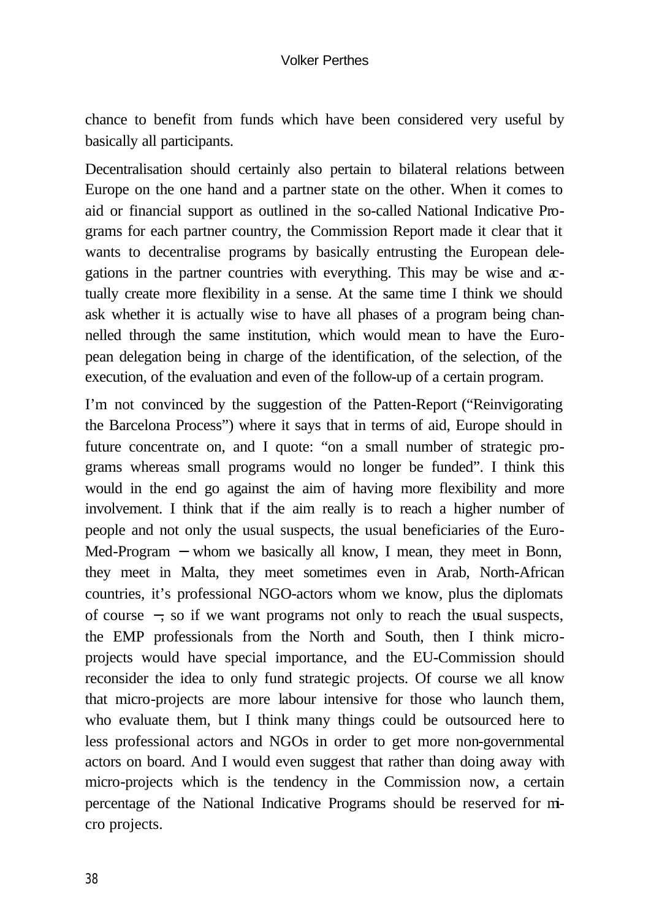chance to benefit from funds which have been considered very useful by basically all participants.

Decentralisation should certainly also pertain to bilateral relations between Europe on the one hand and a partner state on the other. When it comes to aid or financial support as outlined in the so-called National Indicative Programs for each partner country, the Commission Report made it clear that it wants to decentralise programs by basically entrusting the European delegations in the partner countries with everything. This may be wise and actually create more flexibility in a sense. At the same time I think we should ask whether it is actually wise to have all phases of a program being channelled through the same institution, which would mean to have the European delegation being in charge of the identification, of the selection, of the execution, of the evaluation and even of the follow-up of a certain program.

I'm not convinced by the suggestion of the Patten-Report ("Reinvigorating the Barcelona Process") where it says that in terms of aid, Europe should in future concentrate on, and I quote: "on a small number of strategic programs whereas small programs would no longer be funded". I think this would in the end go against the aim of having more flexibility and more involvement. I think that if the aim really is to reach a higher number of people and not only the usual suspects, the usual beneficiaries of the Euro-Med-Program – whom we basically all know, I mean, they meet in Bonn, they meet in Malta, they meet sometimes even in Arab, North-African countries, it's professional NGO-actors whom we know, plus the diplomats of course –, so if we want programs not only to reach the usual suspects, the EMP professionals from the North and South, then I think micro-projects would have special importance, and the EU-Commission should reconsider the idea to only fund strategic projects. Of course we all know that micro-projects are more labour intensive for those who launch them, who evaluate them, but I think many things could be outsourced here to less professional actors and NGOs in order to get more non-governmental actors on board. And I would even suggest that rather than doing away with micro-projects which is the tendency in the Commission now, a certain percentage of the National Indicative Programs should be reserved for micro projects.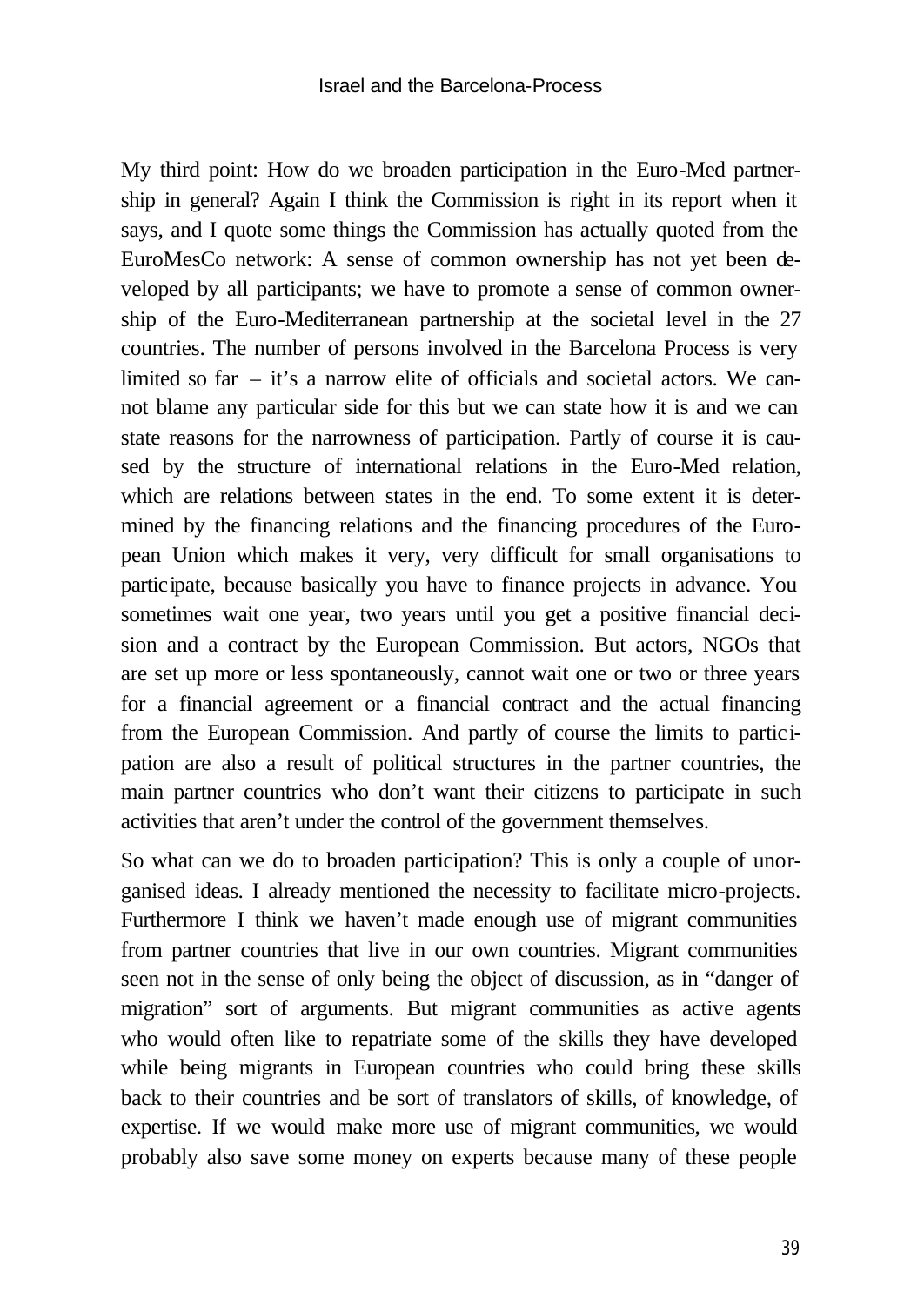My third point: How do we broaden participation in the Euro-Med partnership in general? Again I think the Commission is right in its report when it says, and I quote some things the Commission has actually quoted from the EuroMesCo network: A sense of common ownership has not yet been developed by all participants; we have to promote a sense of common ownership of the Euro-Mediterranean partnership at the societal level in the 27 countries. The number of persons involved in the Barcelona Process is very limited so far – it's a narrow elite of officials and societal actors. We cannot blame any particular side for this but we can state how it is and we can state reasons for the narrowness of participation. Partly of course it is caused by the structure of international relations in the Euro-Med relation, which are relations between states in the end. To some extent it is determined by the financing relations and the financing procedures of the European Union which makes it very, very difficult for small organisations to participate, because basically you have to finance projects in advance. You sometimes wait one year, two years until you get a positive financial decision and a contract by the European Commission. But actors, NGOs that are set up more or less spontaneously, cannot wait one or two or three years for a financial agreement or a financial contract and the actual financing from the European Commission. And partly of course the limits to participation are also a result of political structures in the partner countries, the main partner countries who don't want their citizens to participate in such activities that aren't under the control of the government themselves.

So what can we do to broaden participation? This is only a couple of unorganised ideas. I already mentioned the necessity to facilitate micro-projects. Furthermore I think we haven't made enough use of migrant communities from partner countries that live in our own countries. Migrant communities seen not in the sense of only being the object of discussion, as in "danger of migration" sort of arguments. But migrant communities as active agents who would often like to repatriate some of the skills they have developed while being migrants in European countries who could bring these skills back to their countries and be sort of translators of skills, of knowledge, of expertise. If we would make more use of migrant communities, we would probably also save some money on experts because many of these people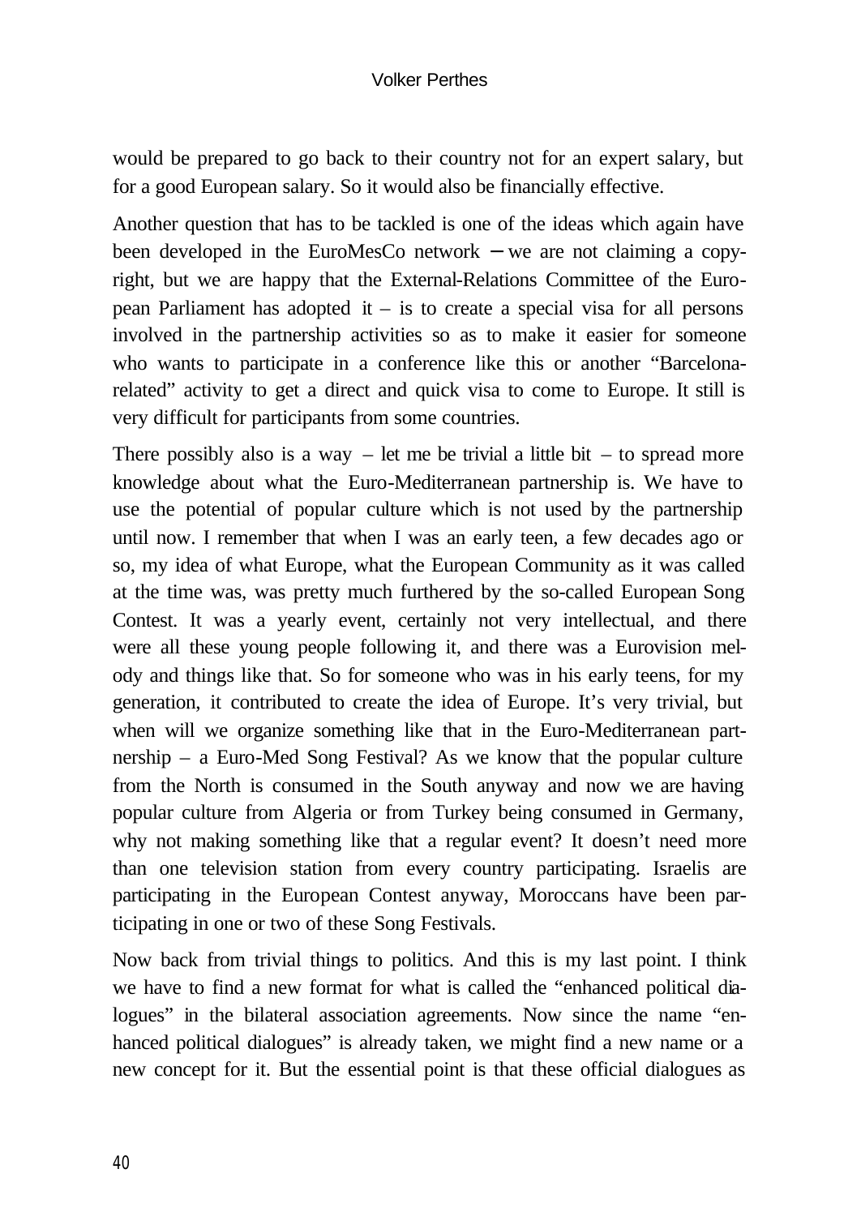would be prepared to go back to their country not for an expert salary, but for a good European salary. So it would also be financially effective.

Another question that has to be tackled is one of the ideas which again have been developed in the EuroMesCo network – we are not claiming a copyright, but we are happy that the External-Relations Committee of the European Parliament has adopted it – is to create a special visa for all persons involved in the partnership activities so as to make it easier for someone who wants to participate in a conference like this or another "Barcelona-related" activity to get a direct and quick visa to come to Europe. It still is very difficult for participants from some countries.

There possibly also is a way – let me be trivial a little bit – to spread more knowledge about what the Euro-Mediterranean partnership is. We have to use the potential of popular culture which is not used by the partnership until now. I remember that when I was an early teen, a few decades ago or so, my idea of what Europe, what the European Community as it was called at the time was, was pretty much furthered by the so-called European Song Contest. It was a yearly event, certainly not very intellectual, and there were all these young people following it, and there was a Eurovision melody and things like that. So for someone who was in his early teens, for my generation, it contributed to create the idea of Europe. It's very trivial, but when will we organize something like that in the Euro-Mediterranean partnership – a Euro-Med Song Festival? As we know that the popular culture from the North is consumed in the South anyway and now we are having popular culture from Algeria or from Turkey being consumed in Germany, why not making something like that a regular event? It doesn't need more than one television station from every country participating. Israelis are participating in the European Contest anyway, Moroccans have been participating in one or two of these Song Festivals.

Now back from trivial things to politics. And this is my last point. I think we have to find a new format for what is called the "enhanced political dialogues" in the bilateral association agreements. Now since the name "enhanced political dialogues" is already taken, we might find a new name or a new concept for it. But the essential point is that these official dialogues as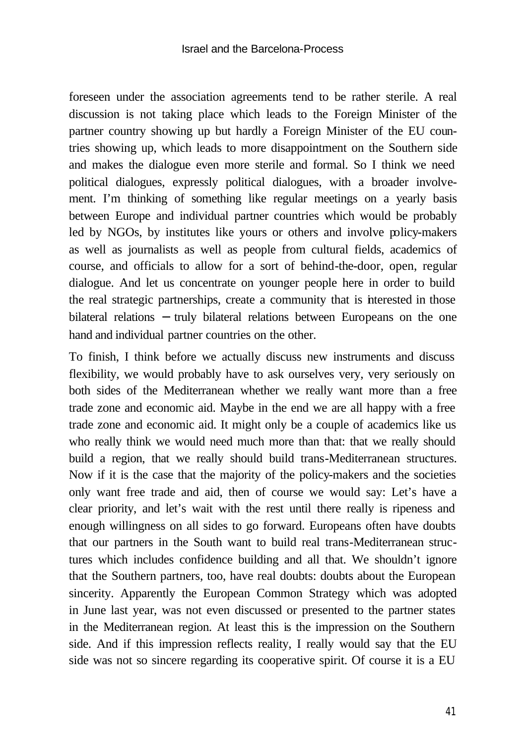foreseen under the association agreements tend to be rather sterile. A real discussion is not taking place which leads to the Foreign Minister of the partner country showing up but hardly a Foreign Minister of the EU countries showing up, which leads to more disappointment on the Southern side and makes the dialogue even more sterile and formal. So I think we need political dialogues, expressly political dialogues, with a broader involvement. I'm thinking of something like regular meetings on a yearly basis between Europe and individual partner countries which would be probably led by NGOs, by institutes like yours or others and involve policy-makers as well as journalists as well as people from cultural fields, academics of course, and officials to allow for a sort of behind-the-door, open, regular dialogue. And let us concentrate on younger people here in order to build the real strategic partnerships, create a community that is interested in those bilateral relations – truly bilateral relations between Europeans on the one hand and individual partner countries on the other.

To finish, I think before we actually discuss new instruments and discuss flexibility, we would probably have to ask ourselves very, very seriously on both sides of the Mediterranean whether we really want more than a free trade zone and economic aid. Maybe in the end we are all happy with a free trade zone and economic aid. It might only be a couple of academics like us who really think we would need much more than that: that we really should build a region, that we really should build trans-Mediterranean structures. Now if it is the case that the majority of the policy-makers and the societies only want free trade and aid, then of course we would say: Let's have a clear priority, and let's wait with the rest until there really is ripeness and enough willingness on all sides to go forward. Europeans often have doubts that our partners in the South want to build real trans-Mediterranean structures which includes confidence building and all that. We shouldn't ignore that the Southern partners, too, have real doubts: doubts about the European sincerity. Apparently the European Common Strategy which was adopted in June last year, was not even discussed or presented to the partner states in the Mediterranean region. At least this is the impression on the Southern side. And if this impression reflects reality, I really would say that the EU side was not so sincere regarding its cooperative spirit. Of course it is a EU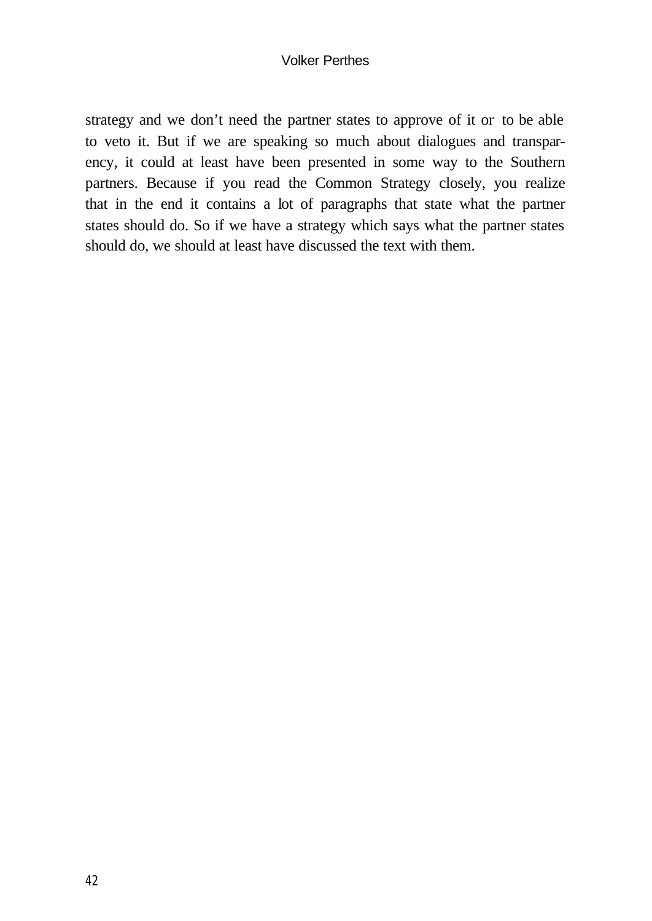strategy and we don’t need the partner states to approve of it or to be able to veto it. But if we are speaking so much about dialogues and transparency, it could at least have been presented in some way to the Southern partners. Because if you read the Common Strategy closely, you realize that in the end it contains a lot of paragraphs that state what the partner states should do. So if we have a strategy which says what the partner states should do, we should at least have discussed the text with them.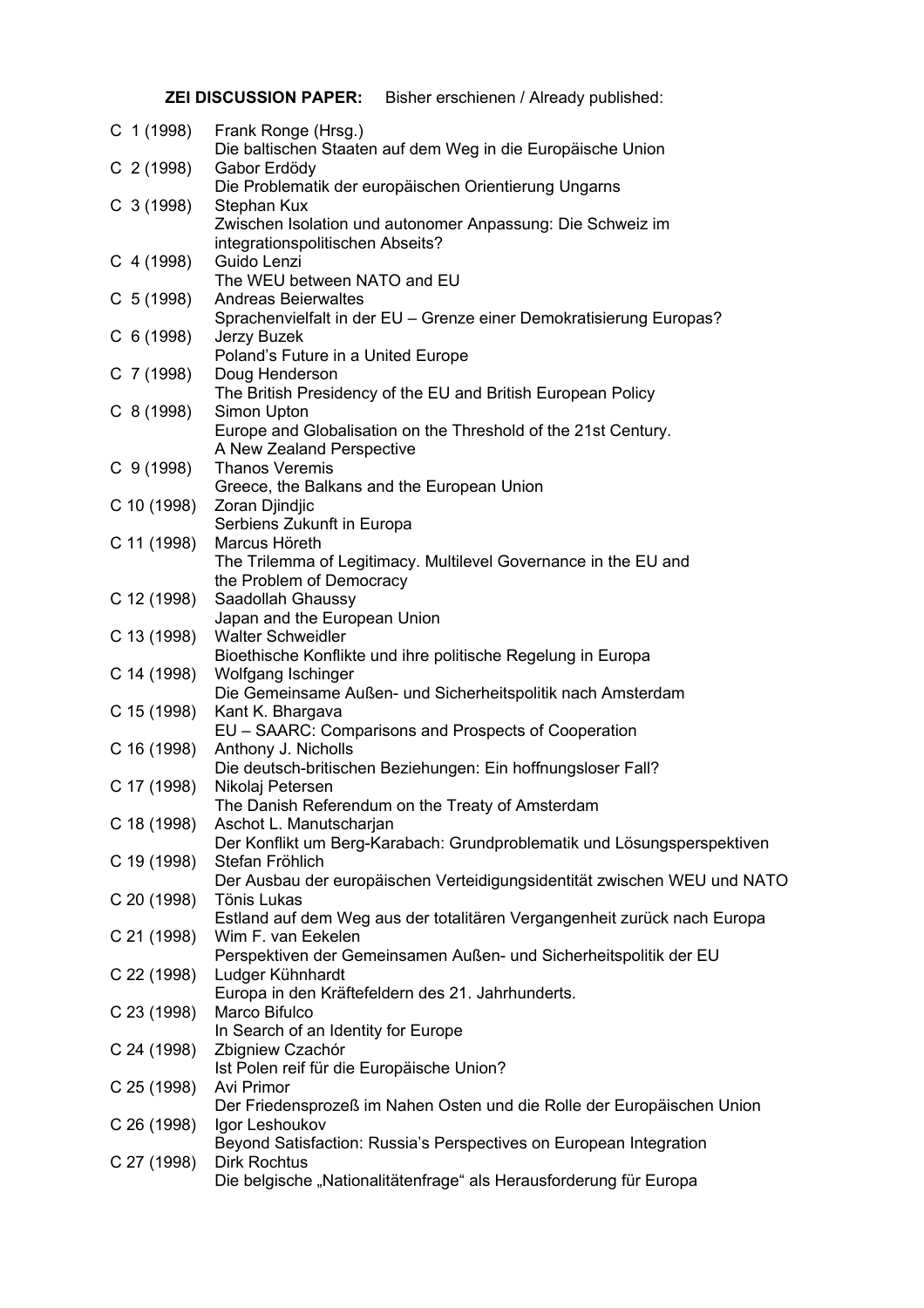**ZEI DISCUSSION PAPER:** Bisher erschienen / Already published:

C 1 (1998) Frank Ronge (Hrsg.)
Die baltischen Staaten auf dem Weg in die Europäische Union

C 2 (1998) Gabor Erdödy
Die Problematik der europäischen Orientierung Ungarns

C 3 (1998) Stephan Kux
Zwischen Isolation und autonomer Anpassung: Die Schweiz im integrationspolitischen Abseits?

C 4 (1998) Guido Lenzi
The WEU between NATO and EU

C 5 (1998) Andreas Beierwaltes
Sprachenvielfalt in der EU – Grenze einer Demokratisierung Europas?

C 6 (1998) Jerzy Buzek
Poland's Future in a United Europe

C 7 (1998) Doug Henderson
The British Presidency of the EU and British European Policy

C 8 (1998) Simon Upton
Europe and Globalisation on the Threshold of the 21st Century.
A New Zealand Perspective

C 9 (1998) Thanos Veremis
Greece, the Balkans and the European Union

C 10 (1998) Zoran Djindjic
Serbiens Zukunft in Europa

C 11 (1998) Marcus Höreth
The Trilemma of Legitimacy. Multilevel Governance in the EU and the Problem of Democracy

C 12 (1998) Saadollah Ghaussy
Japan and the European Union

C 13 (1998) Walter Schweidler
Bioethische Konflikte und ihre politische Regelung in Europa

C 14 (1998) Wolfgang Ischinger
Die Gemeinsame Außen- und Sicherheitspolitik nach Amsterdam

C 15 (1998) Kant K. Bhargava
EU – SAARC: Comparisons and Prospects of Cooperation

C 16 (1998) Anthony J. Nicholls
Die deutsch-britischen Beziehungen: Ein hoffnungsloser Fall?

C 17 (1998) Nikolaj Petersen
The Danish Referendum on the Treaty of Amsterdam

C 18 (1998) Aschot L. Manutscharjan
Der Konflikt um Berg-Karabach: Grundproblematik und Lösungsperspektiven

C 19 (1998) Stefan Fröhlich
Der Ausbau der europäischen Verteidigungsidentität zwischen WEU und NATO

C 20 (1998) Tönis Lukas
Estland auf dem Weg aus der totalitären Vergangenheit zurück nach Europa

C 21 (1998) Wim F. van Eekelen
Perspektiven der Gemeinsamen Außen- und Sicherheitspolitik der EU

C 22 (1998) Ludger Kühnhardt
Europa in den Kräftefeldern des 21. Jahrhunderts.

C 23 (1998) Marco Bifulco
In Search of an Identity for Europe

C 24 (1998) Zbigniew Czachór
Ist Polen reif für die Europäische Union?

C 25 (1998) Avi Primor
Der Friedensprozeß im Nahen Osten und die Rolle der Europäischen Union

C 26 (1998) Igor Leshoukov
Beyond Satisfaction: Russia's Perspectives on European Integration

C 27 (1998) Dirk Rochtus
Die belgische „Nationalitätenfrage" als Herausforderung für Europa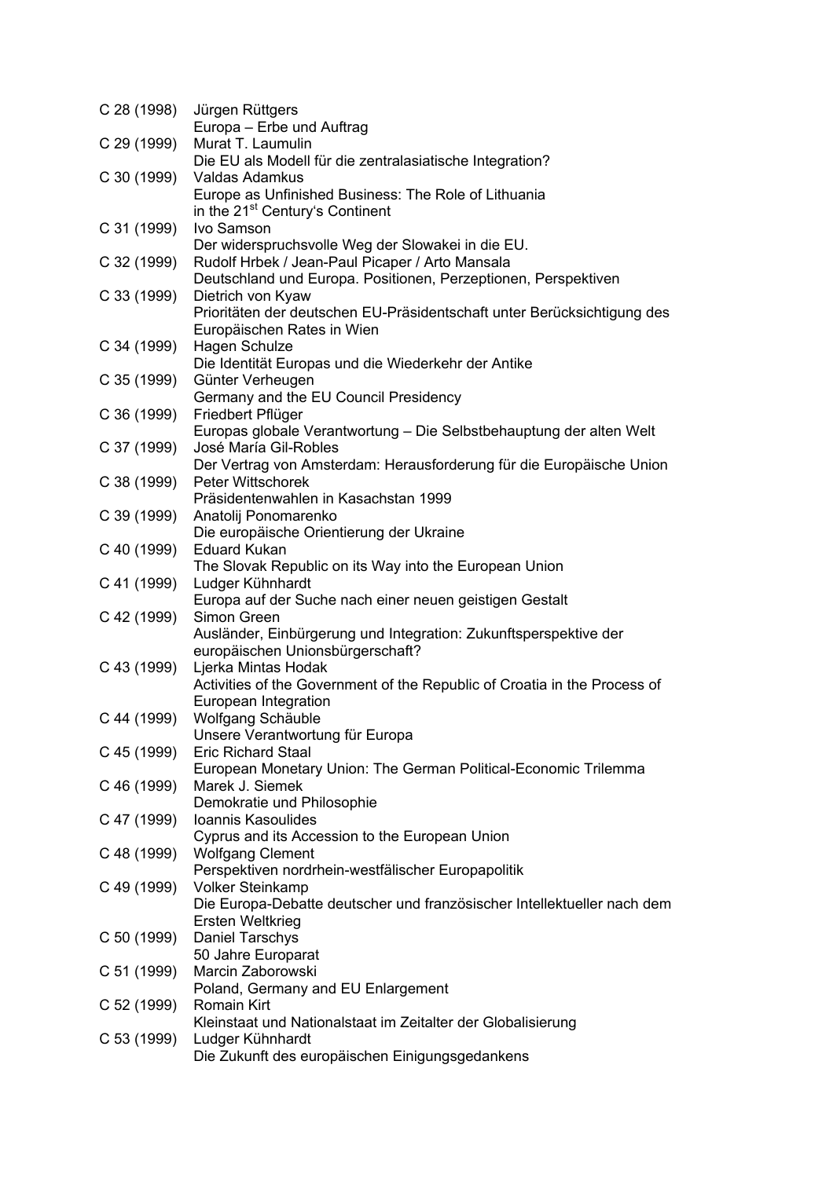C 28 (1998) Jürgen Rüttgers
Europa – Erbe und Auftrag

C 29 (1999) Murat T. Laumulin
Die EU als Modell für die zentralasiatische Integration?

C 30 (1999) Valdas Adamkus
Europe as Unfinished Business: The Role of Lithuania in the 21st Century's Continent

C 31 (1999) Ivo Samson
Der widerspruchsvolle Weg der Slowakei in die EU.

C 32 (1999) Rudolf Hrbek / Jean-Paul Picaper / Arto Mansala
Deutschland und Europa. Positionen, Perzeptionen, Perspektiven

C 33 (1999) Dietrich von Kyaw
Prioritäten der deutschen EU-Präsidentschaft unter Berücksichtigung des Europäischen Rates in Wien

C 34 (1999) Hagen Schulze
Die Identität Europas und die Wiederkehr der Antike

C 35 (1999) Günter Verheugen
Germany and the EU Council Presidency

C 36 (1999) Friedbert Pflüger
Europas globale Verantwortung – Die Selbstbehauptung der alten Welt

C 37 (1999) José María Gil-Robles
Der Vertrag von Amsterdam: Herausforderung für die Europäische Union

C 38 (1999) Peter Wittschorek
Präsidentenwahlen in Kasachstan 1999

C 39 (1999) Anatolij Ponomarenko
Die europäische Orientierung der Ukraine

C 40 (1999) Eduard Kukan
The Slovak Republic on its Way into the European Union

C 41 (1999) Ludger Kühnhardt
Europa auf der Suche nach einer neuen geistigen Gestalt

C 42 (1999) Simon Green
Ausländer, Einbürgerung und Integration: Zukunftsperspektive der europäischen Unionsbürgerschaft?

C 43 (1999) Ljerka Mintas Hodak
Activities of the Government of the Republic of Croatia in the Process of European Integration

C 44 (1999) Wolfgang Schäuble
Unsere Verantwortung für Europa

C 45 (1999) Eric Richard Staal
European Monetary Union: The German Political-Economic Trilemma

C 46 (1999) Marek J. Siemek
Demokratie und Philosophie

C 47 (1999) Ioannis Kasoulides
Cyprus and its Accession to the European Union

C 48 (1999) Wolfgang Clement
Perspektiven nordrhein-westfälischer Europapolitik

C 49 (1999) Volker Steinkamp
Die Europa-Debatte deutscher und französischer Intellektueller nach dem Ersten Weltkrieg

C 50 (1999) Daniel Tarschys
50 Jahre Europarat

C 51 (1999) Marcin Zaborowski
Poland, Germany and EU Enlargement

C 52 (1999) Romain Kirt
Kleinstaat und Nationalstaat im Zeitalter der Globalisierung

C 53 (1999) Ludger Kühnhardt
Die Zukunft des europäischen Einigungsgedankens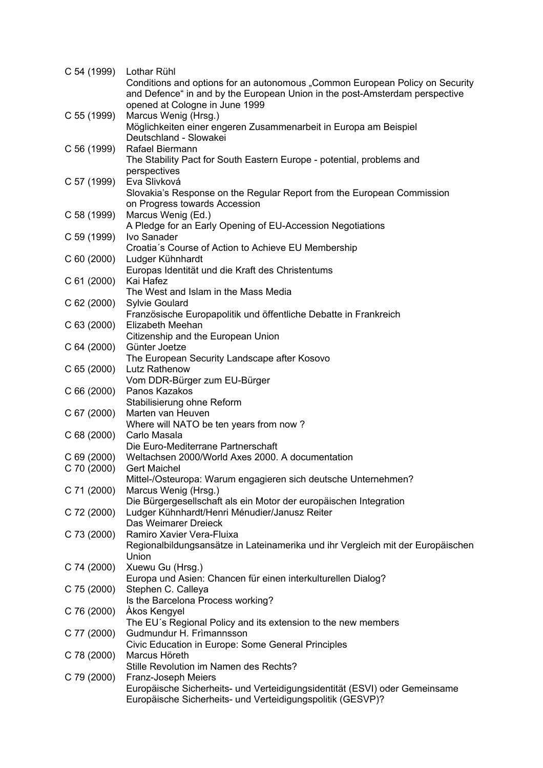C 54 (1999) Lothar Rühl
Conditions and options for an autonomous „Common European Policy on Security and Defence“ in and by the European Union in the post-Amsterdam perspective opened at Cologne in June 1999

C 55 (1999) Marcus Wenig (Hrsg.)
Möglichkeiten einer engeren Zusammenarbeit in Europa am Beispiel Deutschland - Slowakei

C 56 (1999) Rafael Biermann
The Stability Pact for South Eastern Europe - potential, problems and perspectives

C 57 (1999) Eva Slivková
Slovakia's Response on the Regular Report from the European Commission on Progress towards Accession

C 58 (1999) Marcus Wenig (Ed.)
A Pledge for an Early Opening of EU-Accession Negotiations

C 59 (1999) Ivo Sanader
Croatia´s Course of Action to Achieve EU Membership

C 60 (2000) Ludger Kühnhardt
Europas Identität und die Kraft des Christentums

C 61 (2000) Kai Hafez
The West and Islam in the Mass Media

C 62 (2000) Sylvie Goulard
Französische Europapolitik und öffentliche Debatte in Frankreich

C 63 (2000) Elizabeth Meehan
Citizenship and the European Union

C 64 (2000) Günter Joetze
The European Security Landscape after Kosovo

C 65 (2000) Lutz Rathenow
Vom DDR-Bürger zum EU-Bürger

C 66 (2000) Panos Kazakos
Stabilisierung ohne Reform

C 67 (2000) Marten van Heuven
Where will NATO be ten years from now ?

C 68 (2000) Carlo Masala
Die Euro-Mediterrane Partnerschaft

C 69 (2000) Weltachsen 2000/World Axes 2000. A documentation

C 70 (2000) Gert Maichel
Mittel-/Osteuropa: Warum engagieren sich deutsche Unternehmen?

C 71 (2000) Marcus Wenig (Hrsg.)
Die Bürgergesellschaft als ein Motor der europäischen Integration

C 72 (2000) Ludger Kühnhardt/Henri Ménudier/Janusz Reiter
Das Weimarer Dreieck

C 73 (2000) Ramiro Xavier Vera-Fluixa
Regionalbildungsansätze in Lateinamerika und ihr Vergleich mit der Europäischen Union

C 74 (2000) Xuewu Gu (Hrsg.)
Europa und Asien: Chancen für einen interkulturellen Dialog?

C 75 (2000) Stephen C. Calleya
Is the Barcelona Process working?

C 76 (2000) Àkos Kengyel
The EU´s Regional Policy and its extension to the new members

C 77 (2000) Gudmundur H. Frìmannsson
Civic Education in Europe: Some General Principles

C 78 (2000) Marcus Höreth
Stille Revolution im Namen des Rechts?

C 79 (2000) Franz-Joseph Meiers
Europäische Sicherheits- und Verteidigungsidentität (ESVI) oder Gemeinsame Europäische Sicherheits- und Verteidigungspolitik (GESVP)?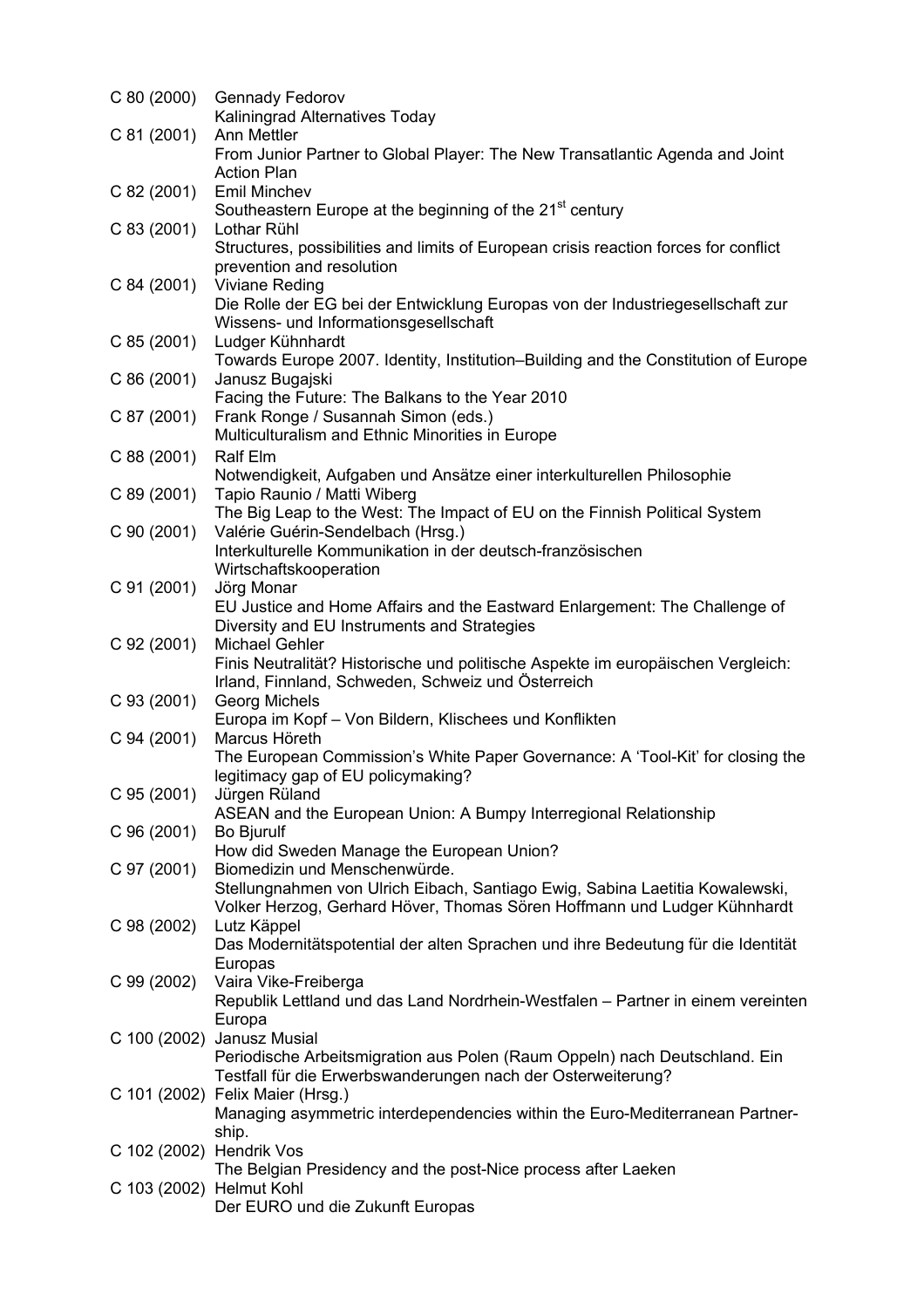C 80 (2000) Gennady Fedorov
Kaliningrad Alternatives Today

C 81 (2001) Ann Mettler
From Junior Partner to Global Player: The New Transatlantic Agenda and Joint Action Plan

C 82 (2001) Emil Minchev
Southeastern Europe at the beginning of the 21st century

C 83 (2001) Lothar Rühl
Structures, possibilities and limits of European crisis reaction forces for conflict prevention and resolution

C 84 (2001) Viviane Reding
Die Rolle der EG bei der Entwicklung Europas von der Industriegesellschaft zur Wissens- und Informationsgesellschaft

C 85 (2001) Ludger Kühnhardt
Towards Europe 2007. Identity, Institution–Building and the Constitution of Europe

C 86 (2001) Janusz Bugajski
Facing the Future: The Balkans to the Year 2010

C 87 (2001) Frank Ronge / Susannah Simon (eds.)
Multiculturalism and Ethnic Minorities in Europe

C 88 (2001) Ralf Elm
Notwendigkeit, Aufgaben und Ansätze einer interkulturellen Philosophie

C 89 (2001) Tapio Raunio / Matti Wiberg
The Big Leap to the West: The Impact of EU on the Finnish Political System

C 90 (2001) Valérie Guérin-Sendelbach (Hrsg.)
Interkulturelle Kommunikation in der deutsch-französischen Wirtschaftskooperation

C 91 (2001) Jörg Monar
EU Justice and Home Affairs and the Eastward Enlargement: The Challenge of Diversity and EU Instruments and Strategies

C 92 (2001) Michael Gehler
Finis Neutralität? Historische und politische Aspekte im europäischen Vergleich: Irland, Finnland, Schweden, Schweiz und Österreich

C 93 (2001) Georg Michels
Europa im Kopf – Von Bildern, Klischees und Konflikten

C 94 (2001) Marcus Höreth
The European Commission's White Paper Governance: A 'Tool-Kit' for closing the legitimacy gap of EU policymaking?

C 95 (2001) Jürgen Rüland
ASEAN and the European Union: A Bumpy Interregional Relationship

C 96 (2001) Bo Bjurulf
How did Sweden Manage the European Union?

C 97 (2001) Biomedizin und Menschenwürde.
Stellungnahmen von Ulrich Eibach, Santiago Ewig, Sabina Laetitia Kowalewski, Volker Herzog, Gerhard Höver, Thomas Sören Hoffmann und Ludger Kühnhardt

C 98 (2002) Lutz Käppel
Das Modernitätspotential der alten Sprachen und ihre Bedeutung für die Identität Europas

C 99 (2002) Vaira Vike-Freiberga
Republik Lettland und das Land Nordrhein-Westfalen – Partner in einem vereinten Europa

C 100 (2002) Janusz Musial
Periodische Arbeitsmigration aus Polen (Raum Oppeln) nach Deutschland. Ein Testfall für die Erwerbswanderungen nach der Osterweiterung?

C 101 (2002) Felix Maier (Hrsg.)
Managing asymmetric interdependencies within the Euro-Mediterranean Partnership.

C 102 (2002) Hendrik Vos
The Belgian Presidency and the post-Nice process after Laeken

C 103 (2002) Helmut Kohl
Der EURO und die Zukunft Europas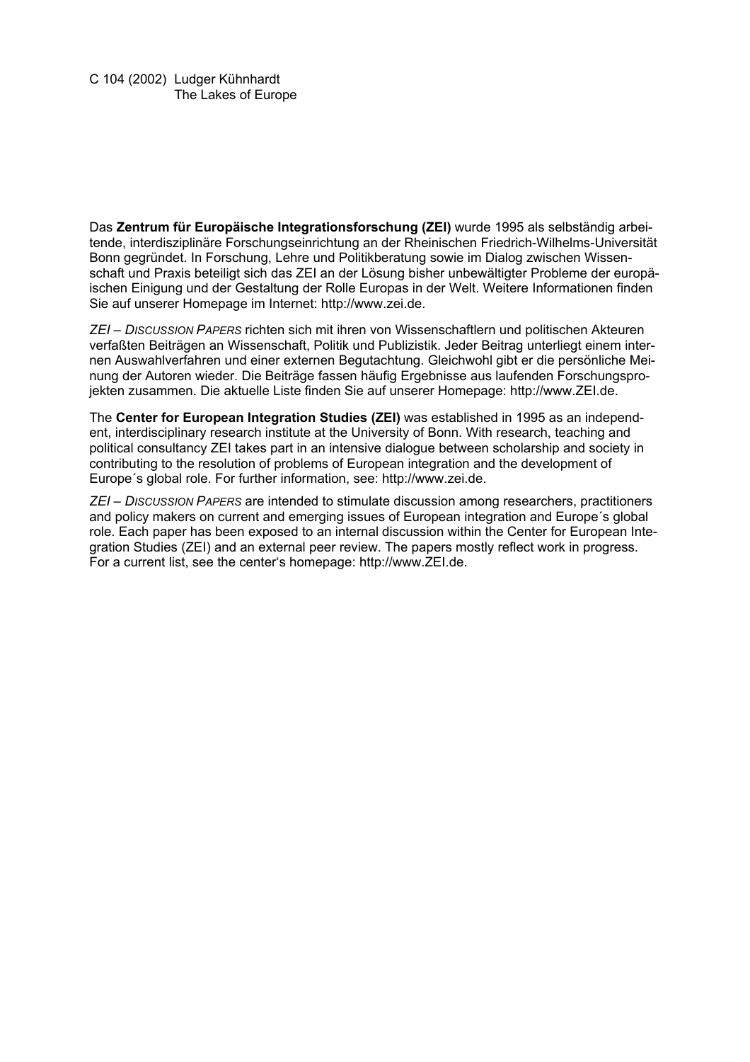C 104 (2002) Ludger Kühnhardt
The Lakes of Europe

Das **Zentrum für Europäische Integrationsforschung (ZEI)** wurde 1995 als selbständig arbeitende, interdisziplinäre Forschungseinrichtung an der Rheinischen Friedrich-Wilhelms-Universität Bonn gegründet. In Forschung, Lehre und Politikberatung sowie im Dialog zwischen Wissenschaft und Praxis beteiligt sich das ZEI an der Lösung bisher unbewältigter Probleme der europäischen Einigung und der Gestaltung der Rolle Europas in der Welt. Weitere Informationen finden Sie auf unserer Homepage im Internet: http://www.zei.de.

*ZEI – Discussion Papers* richten sich mit ihren von Wissenschaftlern und politischen Akteuren verfaßten Beiträgen an Wissenschaft, Politik und Publizistik. Jeder Beitrag unterliegt einem internen Auswahlverfahren und einer externen Begutachtung. Gleichwohl gibt er die persönliche Meinung der Autoren wieder. Die Beiträge fassen häufig Ergebnisse aus laufenden Forschungsprojekten zusammen. Die aktuelle Liste finden Sie auf unserer Homepage: http://www.ZEI.de.

The **Center for European Integration Studies (ZEI)** was established in 1995 as an independent, interdisciplinary research institute at the University of Bonn. With research, teaching and political consultancy ZEI takes part in an intensive dialogue between scholarship and society in contributing to the resolution of problems of European integration and the development of Europe´s global role. For further information, see: http://www.zei.de.

*ZEI – Discussion Papers* are intended to stimulate discussion among researchers, practitioners and policy makers on current and emerging issues of European integration and Europe´s global role. Each paper has been exposed to an internal discussion within the Center for European Integration Studies (ZEI) and an external peer review. The papers mostly reflect work in progress. For a current list, see the center's homepage: http://www.ZEI.de.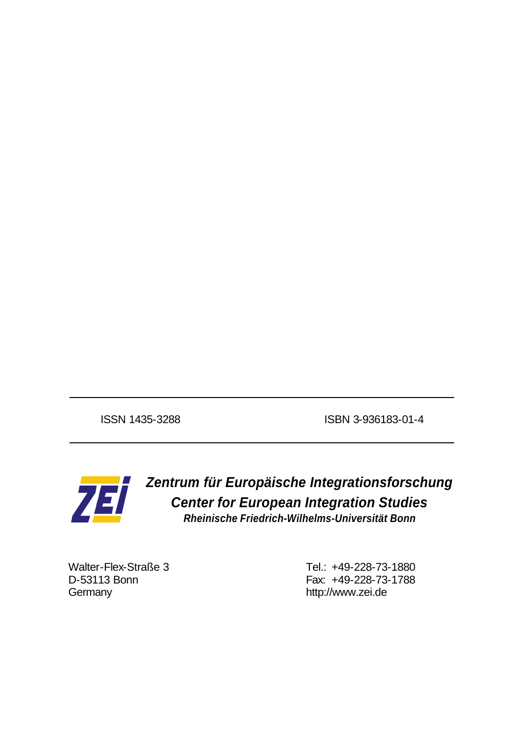ISSN 1435-3288 ISBN 3-936183-01-4

***Zentrum für Europäische Integrationsforschung***
***Center for European Integration Studies***
***Rheinische Friedrich-Wilhelms-Universität Bonn***

Walter-Flex-Straße 3
D-53113 Bonn
Germany

Tel.: +49-228-73-1880
Fax: +49-228-73-1788
http://www.zei.de